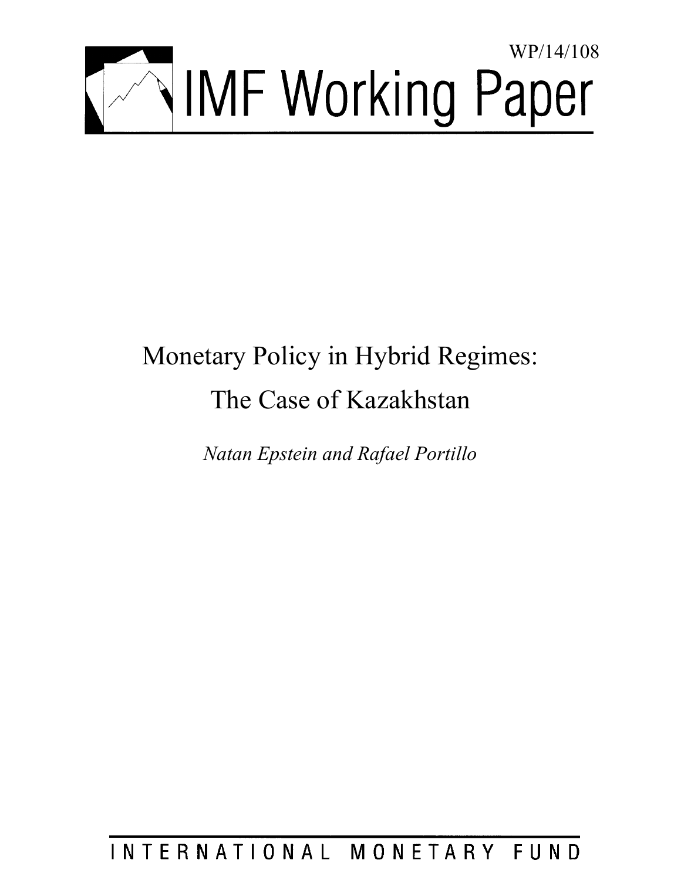WP/14/108

# IMF Working Paper

# Monetary Policy in Hybrid Regimes: The Case of Kazakhstan

*Natan Epstein and Rafael Portillo*

INTERNATIONAL MONETARY FUND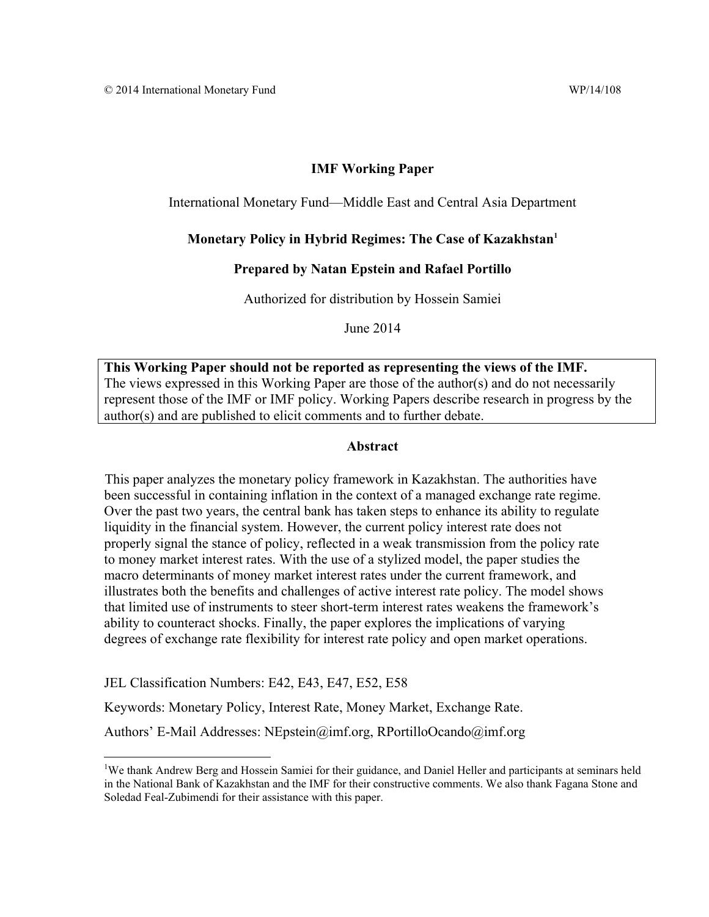© 2014 International Monetary Fund WP/14/108

**IMF Working Paper**

International Monetary Fund—Middle East and Central Asia Department

**Monetary Policy in Hybrid Regimes: The Case of Kazakhstan**[1]

**Prepared by Natan Epstein and Rafael Portillo**

Authorized for distribution by Hossein Samiei

June 2014

**This Working Paper should not be reported as representing the views of the IMF.**
The views expressed in this Working Paper are those of the author(s) and do not necessarily represent those of the IMF or IMF policy. Working Papers describe research in progress by the author(s) and are published to elicit comments and to further debate.

**Abstract**

This paper analyzes the monetary policy framework in Kazakhstan. The authorities have been successful in containing inflation in the context of a managed exchange rate regime. Over the past two years, the central bank has taken steps to enhance its ability to regulate liquidity in the financial system. However, the current policy interest rate does not properly signal the stance of policy, reflected in a weak transmission from the policy rate to money market interest rates. With the use of a stylized model, the paper studies the macro determinants of money market interest rates under the current framework, and illustrates both the benefits and challenges of active interest rate policy. The model shows that limited use of instruments to steer short-term interest rates weakens the framework's ability to counteract shocks. Finally, the paper explores the implications of varying degrees of exchange rate flexibility for interest rate policy and open market operations.

JEL Classification Numbers: E42, E43, E47, E52, E58

Keywords: Monetary Policy, Interest Rate, Money Market, Exchange Rate.

Authors' E-Mail Addresses: NEpstein@imf.org, RPortilloOcando@imf.org

[1]We thank Andrew Berg and Hossein Samiei for their guidance, and Daniel Heller and participants at seminars held in the National Bank of Kazakhstan and the IMF for their constructive comments. We also thank Fagana Stone and Soledad Feal-Zubimendi for their assistance with this paper.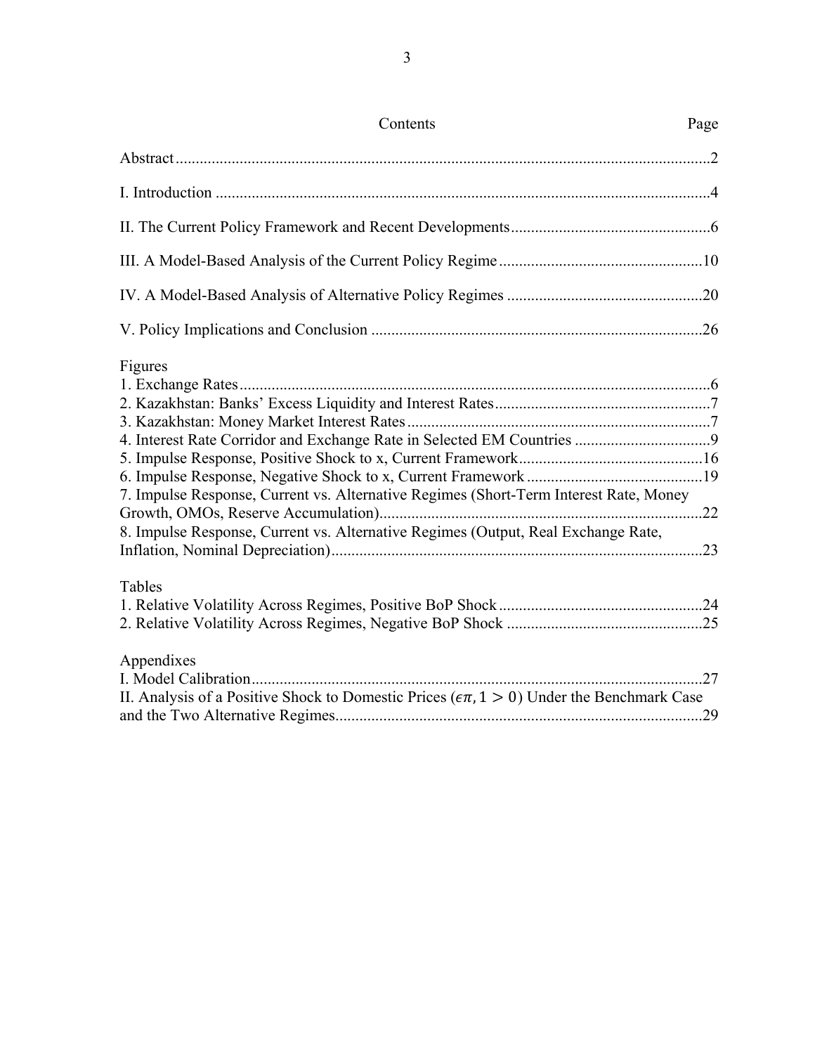# Contents

| | Page |
|---|---|
| Abstract | 2 |
| I. Introduction | 4 |
| II. The Current Policy Framework and Recent Developments | 6 |
| III. A Model-Based Analysis of the Current Policy Regime | 10 |
| IV. A Model-Based Analysis of Alternative Policy Regimes | 20 |
| V. Policy Implications and Conclusion | 26 |

**Figures**

| | |
|---|---|
| 1. Exchange Rates | 6 |
| 2. Kazakhstan: Banks' Excess Liquidity and Interest Rates | 7 |
| 3. Kazakhstan: Money Market Interest Rates | 7 |
| 4. Interest Rate Corridor and Exchange Rate in Selected EM Countries | 9 |
| 5. Impulse Response, Positive Shock to x, Current Framework | 16 |
| 6. Impulse Response, Negative Shock to x, Current Framework | 19 |
| 7. Impulse Response, Current vs. Alternative Regimes (Short-Term Interest Rate, Money Growth, OMOs, Reserve Accumulation) | 22 |
| 8. Impulse Response, Current vs. Alternative Regimes (Output, Real Exchange Rate, Inflation, Nominal Depreciation) | 23 |

**Tables**

| | |
|---|---|
| 1. Relative Volatility Across Regimes, Positive BoP Shock | 24 |
| 2. Relative Volatility Across Regimes, Negative BoP Shock | 25 |

**Appendixes**

| | |
|---|---|
| I. Model Calibration | 27 |
| II. Analysis of a Positive Shock to Domestic Prices ($\epsilon\pi, 1 > 0$) Under the Benchmark Case and the Two Alternative Regimes | 29 |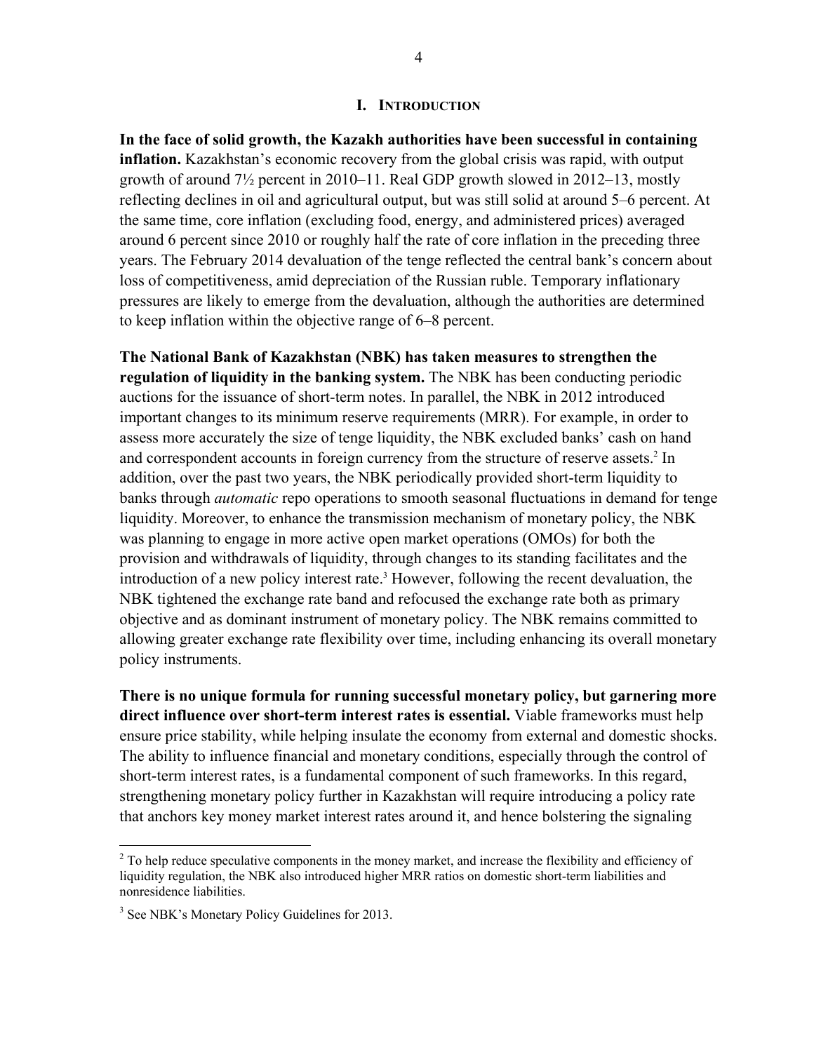## I. INTRODUCTION

**In the face of solid growth, the Kazakh authorities have been successful in containing inflation.** Kazakhstan's economic recovery from the global crisis was rapid, with output growth of around 7½ percent in 2010–11. Real GDP growth slowed in 2012–13, mostly reflecting declines in oil and agricultural output, but was still solid at around 5–6 percent. At the same time, core inflation (excluding food, energy, and administered prices) averaged around 6 percent since 2010 or roughly half the rate of core inflation in the preceding three years. The February 2014 devaluation of the tenge reflected the central bank's concern about loss of competitiveness, amid depreciation of the Russian ruble. Temporary inflationary pressures are likely to emerge from the devaluation, although the authorities are determined to keep inflation within the objective range of 6–8 percent.

**The National Bank of Kazakhstan (NBK) has taken measures to strengthen the regulation of liquidity in the banking system.** The NBK has been conducting periodic auctions for the issuance of short-term notes. In parallel, the NBK in 2012 introduced important changes to its minimum reserve requirements (MRR). For example, in order to assess more accurately the size of tenge liquidity, the NBK excluded banks' cash on hand and correspondent accounts in foreign currency from the structure of reserve assets.[2] In addition, over the past two years, the NBK periodically provided short-term liquidity to banks through *automatic* repo operations to smooth seasonal fluctuations in demand for tenge liquidity. Moreover, to enhance the transmission mechanism of monetary policy, the NBK was planning to engage in more active open market operations (OMOs) for both the provision and withdrawals of liquidity, through changes to its standing facilitates and the introduction of a new policy interest rate.[3] However, following the recent devaluation, the NBK tightened the exchange rate band and refocused the exchange rate both as primary objective and as dominant instrument of monetary policy. The NBK remains committed to allowing greater exchange rate flexibility over time, including enhancing its overall monetary policy instruments.

**There is no unique formula for running successful monetary policy, but garnering more direct influence over short-term interest rates is essential.** Viable frameworks must help ensure price stability, while helping insulate the economy from external and domestic shocks. The ability to influence financial and monetary conditions, especially through the control of short-term interest rates, is a fundamental component of such frameworks. In this regard, strengthening monetary policy further in Kazakhstan will require introducing a policy rate that anchors key money market interest rates around it, and hence bolstering the signaling

---

[2] To help reduce speculative components in the money market, and increase the flexibility and efficiency of liquidity regulation, the NBK also introduced higher MRR ratios on domestic short-term liabilities and nonresidence liabilities.

[3] See NBK's Monetary Policy Guidelines for 2013.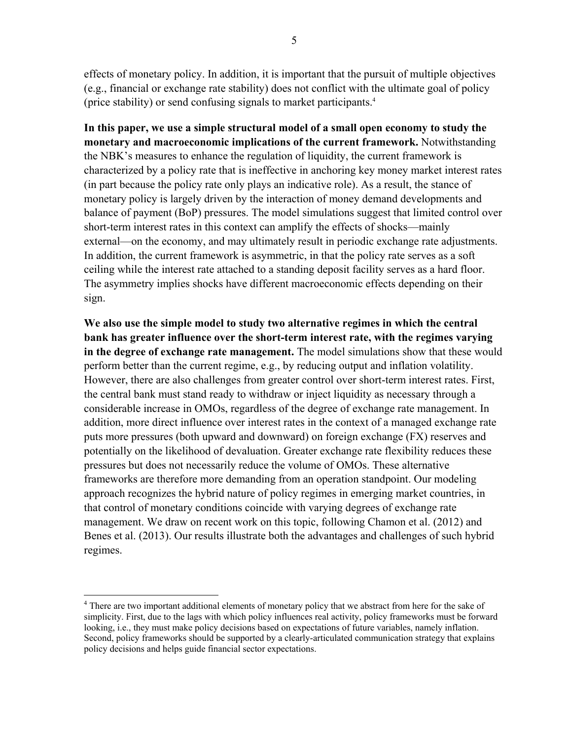effects of monetary policy. In addition, it is important that the pursuit of multiple objectives (e.g., financial or exchange rate stability) does not conflict with the ultimate goal of policy (price stability) or send confusing signals to market participants.[4]

**In this paper, we use a simple structural model of a small open economy to study the monetary and macroeconomic implications of the current framework.** Notwithstanding the NBK's measures to enhance the regulation of liquidity, the current framework is characterized by a policy rate that is ineffective in anchoring key money market interest rates (in part because the policy rate only plays an indicative role). As a result, the stance of monetary policy is largely driven by the interaction of money demand developments and balance of payment (BoP) pressures. The model simulations suggest that limited control over short-term interest rates in this context can amplify the effects of shocks—mainly external—on the economy, and may ultimately result in periodic exchange rate adjustments. In addition, the current framework is asymmetric, in that the policy rate serves as a soft ceiling while the interest rate attached to a standing deposit facility serves as a hard floor. The asymmetry implies shocks have different macroeconomic effects depending on their sign.

**We also use the simple model to study two alternative regimes in which the central bank has greater influence over the short-term interest rate, with the regimes varying in the degree of exchange rate management.** The model simulations show that these would perform better than the current regime, e.g., by reducing output and inflation volatility. However, there are also challenges from greater control over short-term interest rates. First, the central bank must stand ready to withdraw or inject liquidity as necessary through a considerable increase in OMOs, regardless of the degree of exchange rate management. In addition, more direct influence over interest rates in the context of a managed exchange rate puts more pressures (both upward and downward) on foreign exchange (FX) reserves and potentially on the likelihood of devaluation. Greater exchange rate flexibility reduces these pressures but does not necessarily reduce the volume of OMOs. These alternative frameworks are therefore more demanding from an operation standpoint. Our modeling approach recognizes the hybrid nature of policy regimes in emerging market countries, in that control of monetary conditions coincide with varying degrees of exchange rate management. We draw on recent work on this topic, following Chamon et al. (2012) and Benes et al. (2013). Our results illustrate both the advantages and challenges of such hybrid regimes.

---

[4] There are two important additional elements of monetary policy that we abstract from here for the sake of simplicity. First, due to the lags with which policy influences real activity, policy frameworks must be forward looking, i.e., they must make policy decisions based on expectations of future variables, namely inflation. Second, policy frameworks should be supported by a clearly-articulated communication strategy that explains policy decisions and helps guide financial sector expectations.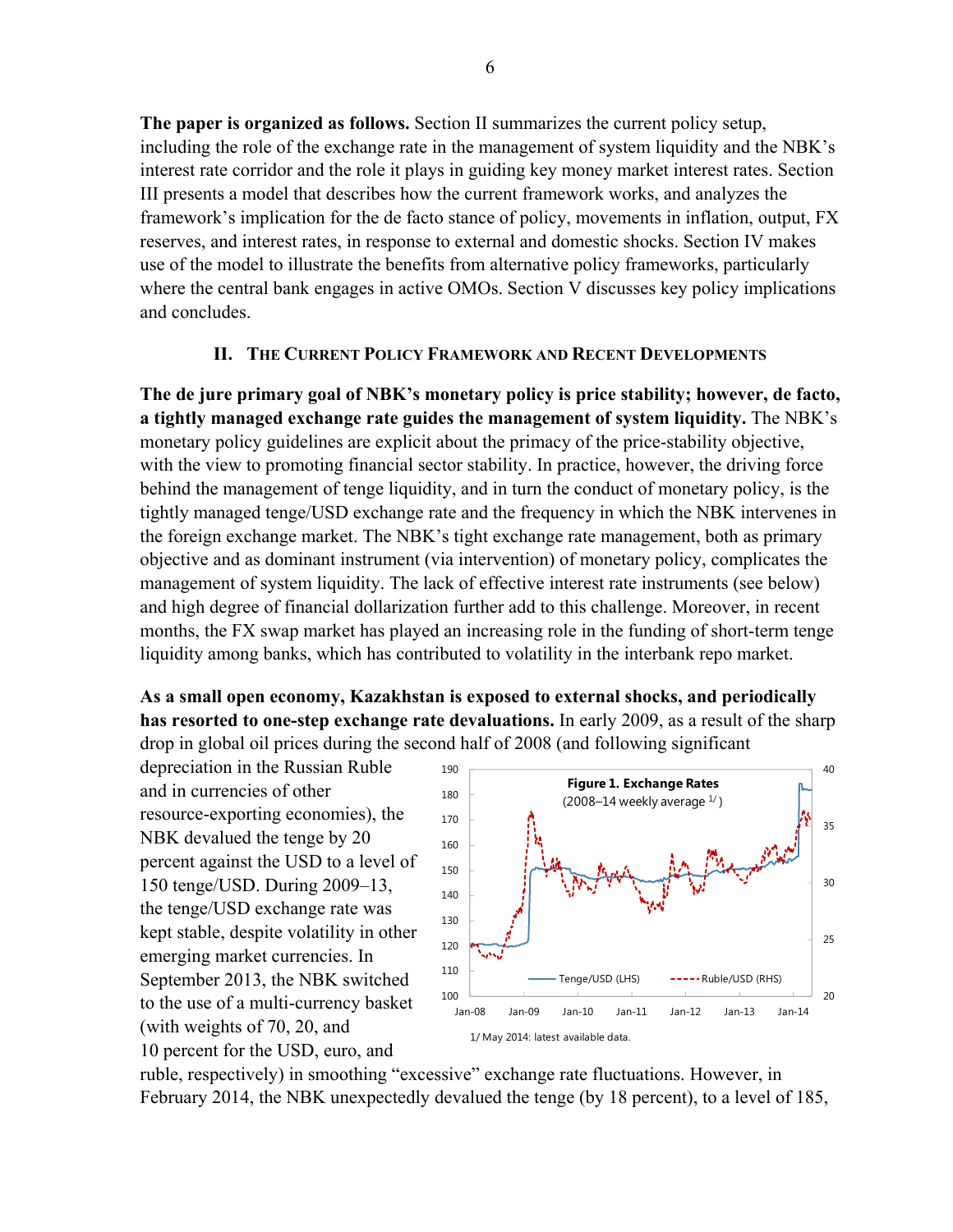**The paper is organized as follows.** Section II summarizes the current policy setup, including the role of the exchange rate in the management of system liquidity and the NBK's interest rate corridor and the role it plays in guiding key money market interest rates. Section III presents a model that describes how the current framework works, and analyzes the framework's implication for the de facto stance of policy, movements in inflation, output, FX reserves, and interest rates, in response to external and domestic shocks. Section IV makes use of the model to illustrate the benefits from alternative policy frameworks, particularly where the central bank engages in active OMOs. Section V discusses key policy implications and concludes.

## II. The Current Policy Framework and Recent Developments

**The de jure primary goal of NBK's monetary policy is price stability; however, de facto, a tightly managed exchange rate guides the management of system liquidity.** The NBK's monetary policy guidelines are explicit about the primacy of the price-stability objective, with the view to promoting financial sector stability. In practice, however, the driving force behind the management of tenge liquidity, and in turn the conduct of monetary policy, is the tightly managed tenge/USD exchange rate and the frequency in which the NBK intervenes in the foreign exchange market. The NBK's tight exchange rate management, both as primary objective and as dominant instrument (via intervention) of monetary policy, complicates the management of system liquidity. The lack of effective interest rate instruments (see below) and high degree of financial dollarization further add to this challenge. Moreover, in recent months, the FX swap market has played an increasing role in the funding of short-term tenge liquidity among banks, which has contributed to volatility in the interbank repo market.

**As a small open economy, Kazakhstan is exposed to external shocks, and periodically has resorted to one-step exchange rate devaluations.** In early 2009, as a result of the sharp drop in global oil prices during the second half of 2008 (and following significant depreciation in the Russian Ruble and in currencies of other resource-exporting economies), the NBK devalued the tenge by 20 percent against the USD to a level of 150 tenge/USD. During 2009–13, the tenge/USD exchange rate was kept stable, despite volatility in other emerging market currencies. In September 2013, the NBK switched to the use of a multi-currency basket (with weights of 70, 20, and 10 percent for the USD, euro, and ruble, respectively) in smoothing "excessive" exchange rate fluctuations. However, in February 2014, the NBK unexpectedly devalued the tenge (by 18 percent), to a level of 185,

**Figure 1. Exchange Rates**
(2008–14 weekly average [1/])

1/ May 2014: latest available data.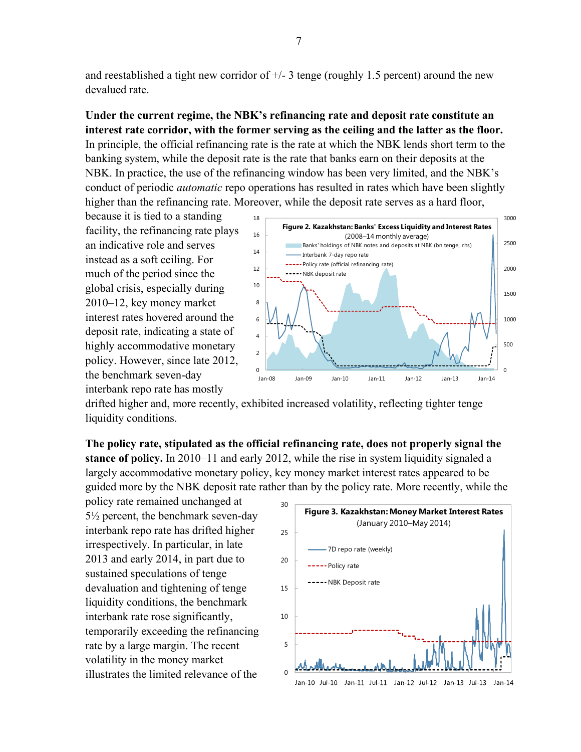and reestablished a tight new corridor of +/- 3 tenge (roughly 1.5 percent) around the new devalued rate.

**Under the current regime, the NBK's refinancing rate and deposit rate constitute an interest rate corridor, with the former serving as the ceiling and the latter as the floor.** In principle, the official refinancing rate is the rate at which the NBK lends short term to the banking system, while the deposit rate is the rate that banks earn on their deposits at the NBK. In practice, the use of the refinancing window has been very limited, and the NBK's conduct of periodic *automatic* repo operations has resulted in rates which have been slightly higher than the refinancing rate. Moreover, while the deposit rate serves as a hard floor, because it is tied to a standing facility, the refinancing rate plays an indicative role and serves instead as a soft ceiling. For much of the period since the global crisis, especially during 2010–12, key money market interest rates hovered around the deposit rate, indicating a state of highly accommodative monetary policy. However, since late 2012, the benchmark seven-day interbank repo rate has mostly drifted higher and, more recently, exhibited increased volatility, reflecting tighter tenge liquidity conditions.

**Figure 2. Kazakhstan: Banks' Excess Liquidity and Interest Rates**
(2008–14 monthly average)

**The policy rate, stipulated as the official refinancing rate, does not properly signal the stance of policy.** In 2010–11 and early 2012, while the rise in system liquidity signaled a largely accommodative monetary policy, key money market interest rates appeared to be guided more by the NBK deposit rate rather than by the policy rate. More recently, while the policy rate remained unchanged at 5½ percent, the benchmark seven-day interbank repo rate has drifted higher irrespectively. In particular, in late 2013 and early 2014, in part due to sustained speculations of tenge devaluation and tightening of tenge liquidity conditions, the benchmark interbank rate rose significantly, temporarily exceeding the refinancing rate by a large margin. The recent volatility in the money market illustrates the limited relevance of the

**Figure 3. Kazakhstan: Money Market Interest Rates**
(January 2010–May 2014)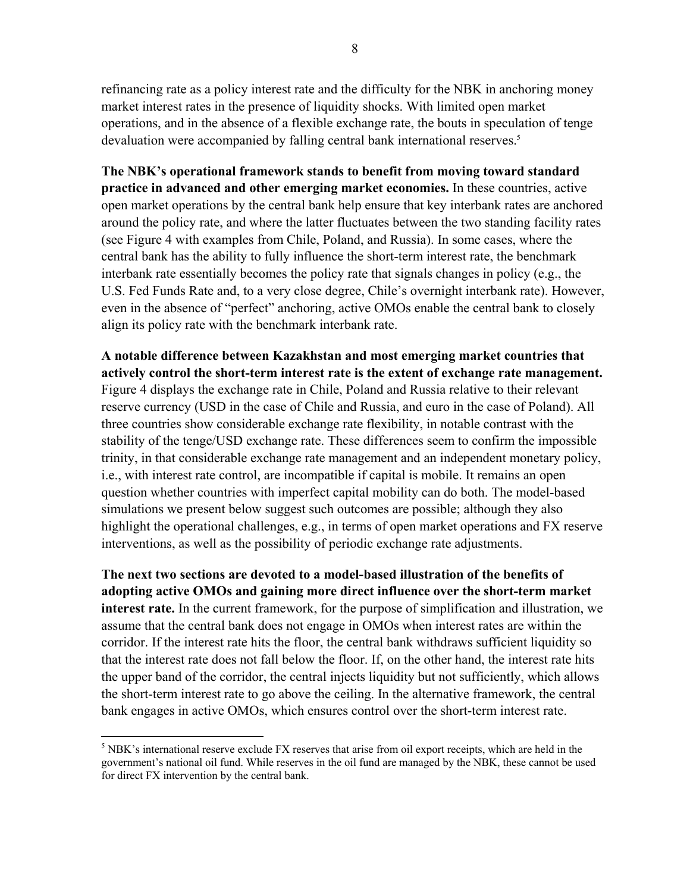refinancing rate as a policy interest rate and the difficulty for the NBK in anchoring money market interest rates in the presence of liquidity shocks. With limited open market operations, and in the absence of a flexible exchange rate, the bouts in speculation of tenge devaluation were accompanied by falling central bank international reserves.[5]

**The NBK's operational framework stands to benefit from moving toward standard practice in advanced and other emerging market economies.** In these countries, active open market operations by the central bank help ensure that key interbank rates are anchored around the policy rate, and where the latter fluctuates between the two standing facility rates (see Figure 4 with examples from Chile, Poland, and Russia). In some cases, where the central bank has the ability to fully influence the short-term interest rate, the benchmark interbank rate essentially becomes the policy rate that signals changes in policy (e.g., the U.S. Fed Funds Rate and, to a very close degree, Chile's overnight interbank rate). However, even in the absence of "perfect" anchoring, active OMOs enable the central bank to closely align its policy rate with the benchmark interbank rate.

**A notable difference between Kazakhstan and most emerging market countries that actively control the short-term interest rate is the extent of exchange rate management.** Figure 4 displays the exchange rate in Chile, Poland and Russia relative to their relevant reserve currency (USD in the case of Chile and Russia, and euro in the case of Poland). All three countries show considerable exchange rate flexibility, in notable contrast with the stability of the tenge/USD exchange rate. These differences seem to confirm the impossible trinity, in that considerable exchange rate management and an independent monetary policy, i.e., with interest rate control, are incompatible if capital is mobile. It remains an open question whether countries with imperfect capital mobility can do both. The model-based simulations we present below suggest such outcomes are possible; although they also highlight the operational challenges, e.g., in terms of open market operations and FX reserve interventions, as well as the possibility of periodic exchange rate adjustments.

**The next two sections are devoted to a model-based illustration of the benefits of adopting active OMOs and gaining more direct influence over the short-term market interest rate.** In the current framework, for the purpose of simplification and illustration, we assume that the central bank does not engage in OMOs when interest rates are within the corridor. If the interest rate hits the floor, the central bank withdraws sufficient liquidity so that the interest rate does not fall below the floor. If, on the other hand, the interest rate hits the upper band of the corridor, the central injects liquidity but not sufficiently, which allows the short-term interest rate to go above the ceiling. In the alternative framework, the central bank engages in active OMOs, which ensures control over the short-term interest rate.

---

[5] NBK's international reserve exclude FX reserves that arise from oil export receipts, which are held in the government's national oil fund. While reserves in the oil fund are managed by the NBK, these cannot be used for direct FX intervention by the central bank.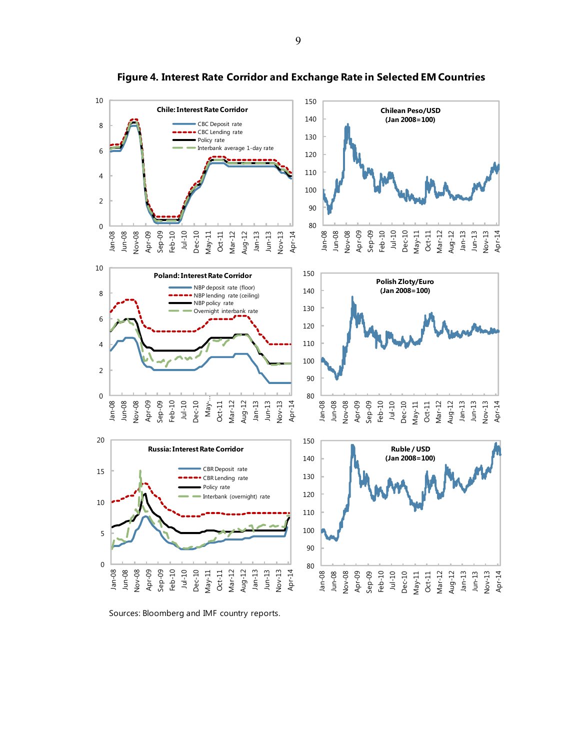**Figure 4. Interest Rate Corridor and Exchange Rate in Selected EM Countries**

Sources: Bloomberg and IMF country reports.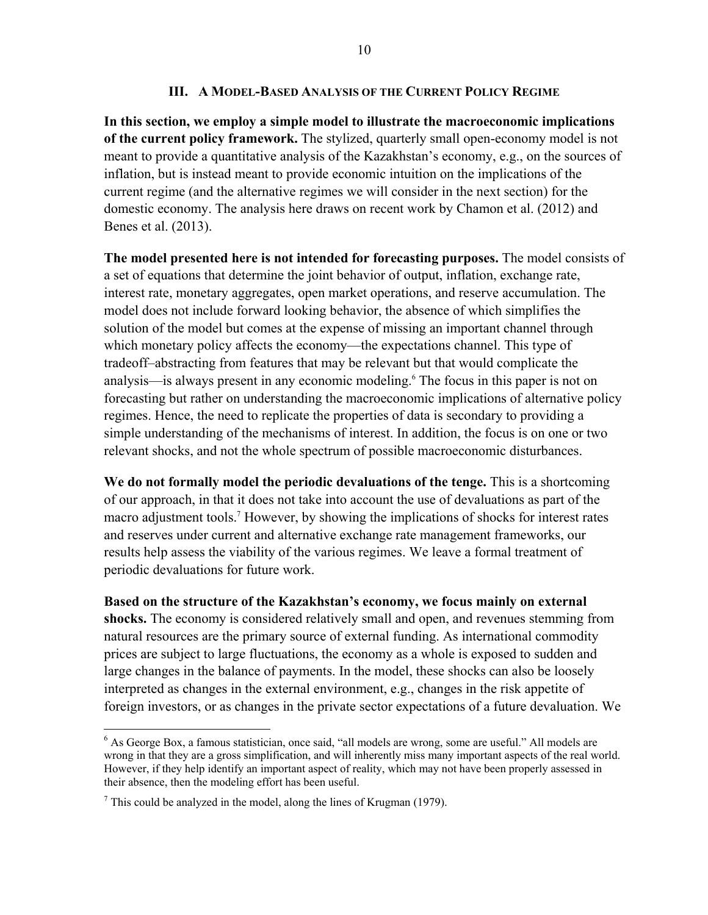## III. A Model-Based Analysis of the Current Policy Regime

**In this section, we employ a simple model to illustrate the macroeconomic implications of the current policy framework.** The stylized, quarterly small open-economy model is not meant to provide a quantitative analysis of the Kazakhstan's economy, e.g., on the sources of inflation, but is instead meant to provide economic intuition on the implications of the current regime (and the alternative regimes we will consider in the next section) for the domestic economy. The analysis here draws on recent work by Chamon et al. (2012) and Benes et al. (2013).

**The model presented here is not intended for forecasting purposes.** The model consists of a set of equations that determine the joint behavior of output, inflation, exchange rate, interest rate, monetary aggregates, open market operations, and reserve accumulation. The model does not include forward looking behavior, the absence of which simplifies the solution of the model but comes at the expense of missing an important channel through which monetary policy affects the economy—the expectations channel. This type of tradeoff–abstracting from features that may be relevant but that would complicate the analysis—is always present in any economic modeling.[6] The focus in this paper is not on forecasting but rather on understanding the macroeconomic implications of alternative policy regimes. Hence, the need to replicate the properties of data is secondary to providing a simple understanding of the mechanisms of interest. In addition, the focus is on one or two relevant shocks, and not the whole spectrum of possible macroeconomic disturbances.

**We do not formally model the periodic devaluations of the tenge.** This is a shortcoming of our approach, in that it does not take into account the use of devaluations as part of the macro adjustment tools.[7] However, by showing the implications of shocks for interest rates and reserves under current and alternative exchange rate management frameworks, our results help assess the viability of the various regimes. We leave a formal treatment of periodic devaluations for future work.

**Based on the structure of the Kazakhstan's economy, we focus mainly on external shocks.** The economy is considered relatively small and open, and revenues stemming from natural resources are the primary source of external funding. As international commodity prices are subject to large fluctuations, the economy as a whole is exposed to sudden and large changes in the balance of payments. In the model, these shocks can also be loosely interpreted as changes in the external environment, e.g., changes in the risk appetite of foreign investors, or as changes in the private sector expectations of a future devaluation. We

---

[6] As George Box, a famous statistician, once said, "all models are wrong, some are useful." All models are wrong in that they are a gross simplification, and will inherently miss many important aspects of the real world. However, if they help identify an important aspect of reality, which may not have been properly assessed in their absence, then the modeling effort has been useful.

[7] This could be analyzed in the model, along the lines of Krugman (1979).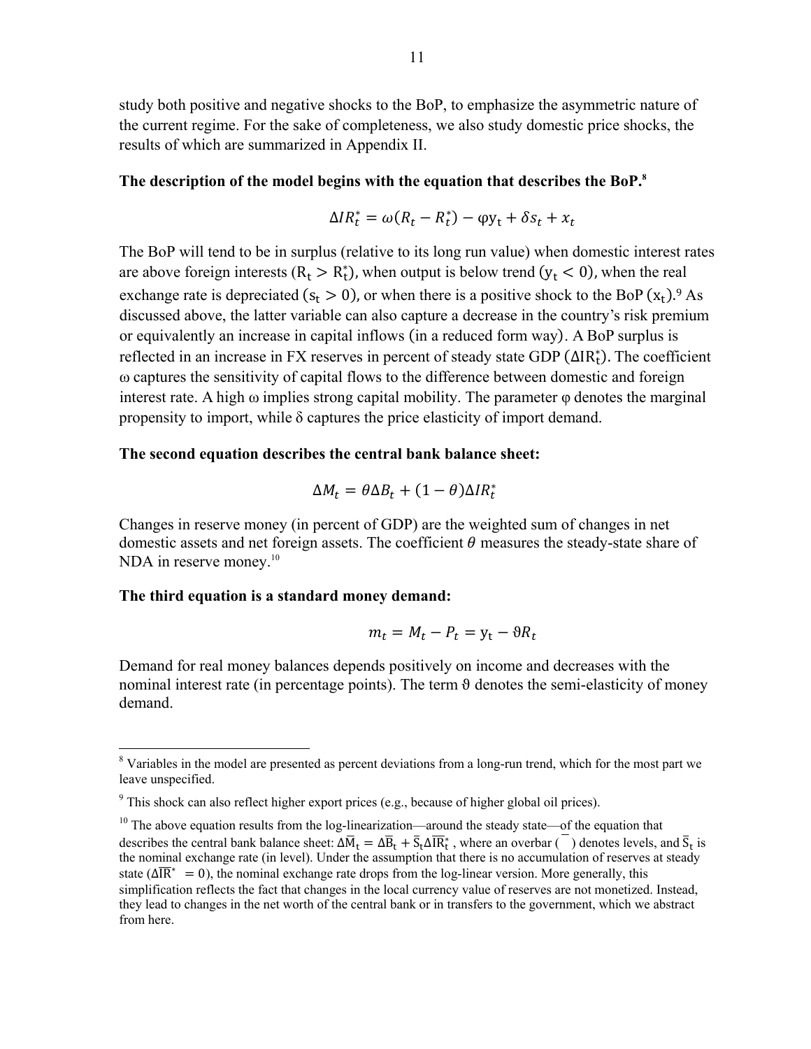study both positive and negative shocks to the BoP, to emphasize the asymmetric nature of the current regime. For the sake of completeness, we also study domestic price shocks, the results of which are summarized in Appendix II.

**The description of the model begins with the equation that describes the BoP.**[8]

$$\Delta IR_t^* = \omega(R_t - R_t^*) - \varphi y_t + \delta s_t + x_t$$

The BoP will tend to be in surplus (relative to its long run value) when domestic interest rates are above foreign interests ($R_t > R_t^*$), when output is below trend ($y_t < 0$), when the real exchange rate is depreciated ($s_t > 0$), or when there is a positive shock to the BoP ($x_t$).[9] As discussed above, the latter variable can also capture a decrease in the country's risk premium or equivalently an increase in capital inflows (in a reduced form way). A BoP surplus is reflected in an increase in FX reserves in percent of steady state GDP ($\Delta IR_t^*$). The coefficient ω captures the sensitivity of capital flows to the difference between domestic and foreign interest rate. A high ω implies strong capital mobility. The parameter φ denotes the marginal propensity to import, while δ captures the price elasticity of import demand.

**The second equation describes the central bank balance sheet:**

$$\Delta M_t = \theta \Delta B_t + (1 - \theta) \Delta IR_t^*$$

Changes in reserve money (in percent of GDP) are the weighted sum of changes in net domestic assets and net foreign assets. The coefficient $\theta$ measures the steady-state share of NDA in reserve money.[10]

**The third equation is a standard money demand:**

$$m_t = M_t - P_t = y_t - \vartheta R_t$$

Demand for real money balances depends positively on income and decreases with the nominal interest rate (in percentage points). The term ϑ denotes the semi-elasticity of money demand.

---

[8] Variables in the model are presented as percent deviations from a long-run trend, which for the most part we leave unspecified.

[9] This shock can also reflect higher export prices (e.g., because of higher global oil prices).

[10] The above equation results from the log-linearization—around the steady state—of the equation that describes the central bank balance sheet: $\Delta\overline{M}_t = \Delta\overline{B}_t + \overline{S}_t \Delta\overline{IR}_t^*$, where an overbar ( $\overline{\ }$ ) denotes levels, and $\overline{S}_t$ is the nominal exchange rate (in level). Under the assumption that there is no accumulation of reserves at steady state ($\Delta\overline{IR}^* = 0$), the nominal exchange rate drops from the log-linear version. More generally, this simplification reflects the fact that changes in the local currency value of reserves are not monetized. Instead, they lead to changes in the net worth of the central bank or in transfers to the government, which we abstract from here.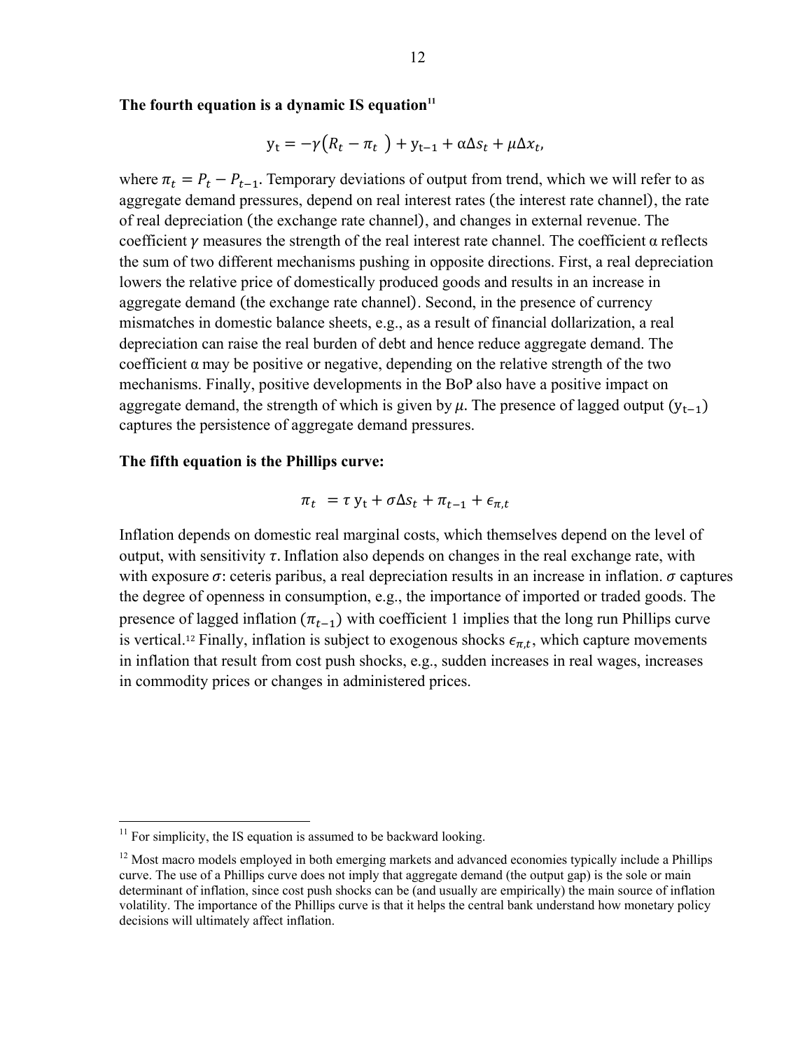**The fourth equation is a dynamic IS equation**[11]

$$y_t = -\gamma\left(R_t - \pi_t\right) + y_{t-1} + \alpha\Delta s_t + \mu\Delta x_t,$$

where $\pi_t = P_t - P_{t-1}$. Temporary deviations of output from trend, which we will refer to as aggregate demand pressures, depend on real interest rates (the interest rate channel), the rate of real depreciation (the exchange rate channel), and changes in external revenue. The coefficient $\gamma$ measures the strength of the real interest rate channel. The coefficient α reflects the sum of two different mechanisms pushing in opposite directions. First, a real depreciation lowers the relative price of domestically produced goods and results in an increase in aggregate demand (the exchange rate channel). Second, in the presence of currency mismatches in domestic balance sheets, e.g., as a result of financial dollarization, a real depreciation can raise the real burden of debt and hence reduce aggregate demand. The coefficient α may be positive or negative, depending on the relative strength of the two mechanisms. Finally, positive developments in the BoP also have a positive impact on aggregate demand, the strength of which is given by $\mu$. The presence of lagged output ($y_{t-1}$) captures the persistence of aggregate demand pressures.

**The fifth equation is the Phillips curve:**

$$\pi_t = \tau\, y_t + \sigma\Delta s_t + \pi_{t-1} + \epsilon_{\pi,t}$$

Inflation depends on domestic real marginal costs, which themselves depend on the level of output, with sensitivity $\tau$. Inflation also depends on changes in the real exchange rate, with with exposure $\sigma$: ceteris paribus, a real depreciation results in an increase in inflation. $\sigma$ captures the degree of openness in consumption, e.g., the importance of imported or traded goods. The presence of lagged inflation ($\pi_{t-1}$) with coefficient 1 implies that the long run Phillips curve is vertical.[12] Finally, inflation is subject to exogenous shocks $\epsilon_{\pi,t}$, which capture movements in inflation that result from cost push shocks, e.g., sudden increases in real wages, increases in commodity prices or changes in administered prices.

---

[11] For simplicity, the IS equation is assumed to be backward looking.

[12] Most macro models employed in both emerging markets and advanced economies typically include a Phillips curve. The use of a Phillips curve does not imply that aggregate demand (the output gap) is the sole or main determinant of inflation, since cost push shocks can be (and usually are empirically) the main source of inflation volatility. The importance of the Phillips curve is that it helps the central bank understand how monetary policy decisions will ultimately affect inflation.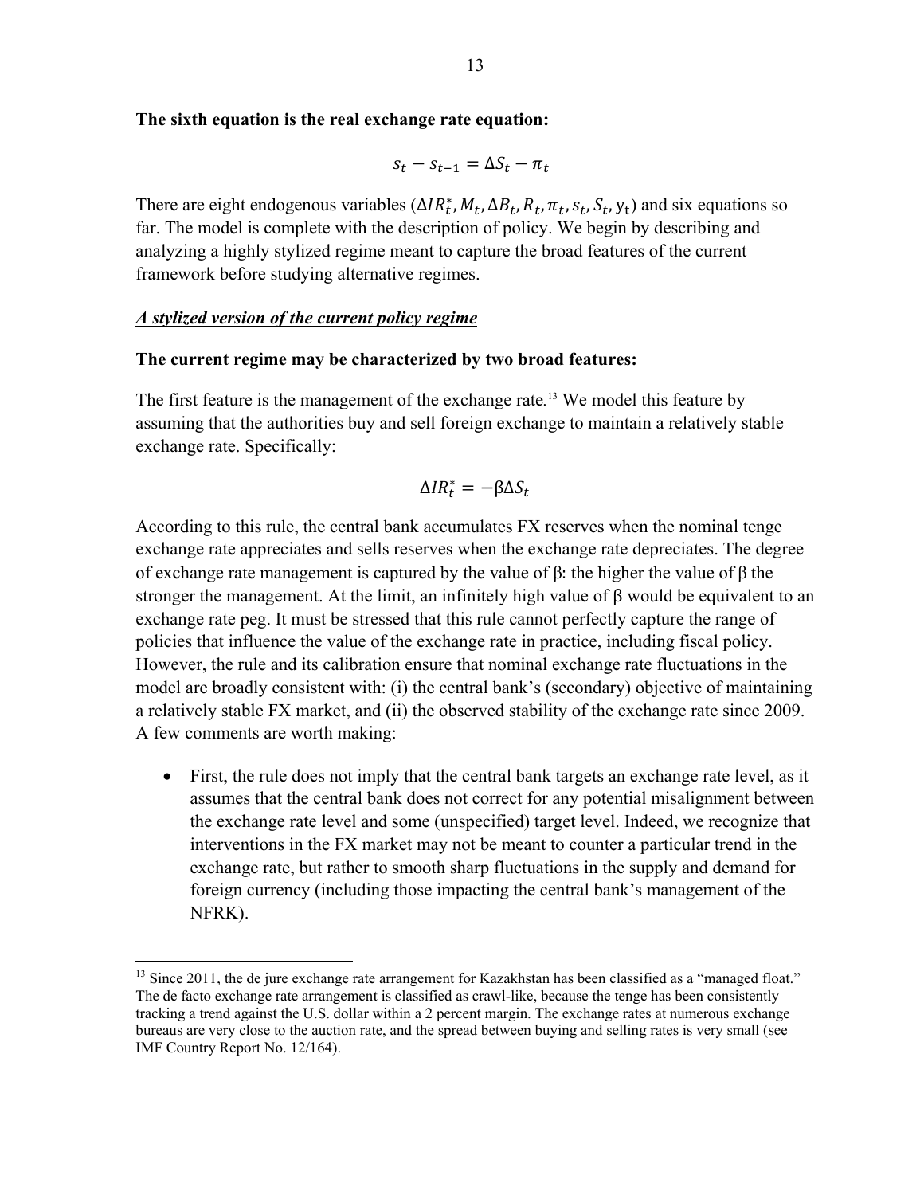**The sixth equation is the real exchange rate equation:**

$$s_t - s_{t-1} = \Delta S_t - \pi_t$$

There are eight endogenous variables ($\Delta IR_t^*, M_t, \Delta B_t, R_t, \pi_t, s_t, S_t, y_t$) and six equations so far. The model is complete with the description of policy. We begin by describing and analyzing a highly stylized regime meant to capture the broad features of the current framework before studying alternative regimes.

***A stylized version of the current policy regime***

**The current regime may be characterized by two broad features:**

The first feature is the management of the exchange rate.[13] We model this feature by assuming that the authorities buy and sell foreign exchange to maintain a relatively stable exchange rate. Specifically:

$$\Delta IR_t^* = -\beta \Delta S_t$$

According to this rule, the central bank accumulates FX reserves when the nominal tenge exchange rate appreciates and sells reserves when the exchange rate depreciates. The degree of exchange rate management is captured by the value of β: the higher the value of β the stronger the management. At the limit, an infinitely high value of β would be equivalent to an exchange rate peg. It must be stressed that this rule cannot perfectly capture the range of policies that influence the value of the exchange rate in practice, including fiscal policy. However, the rule and its calibration ensure that nominal exchange rate fluctuations in the model are broadly consistent with: (i) the central bank's (secondary) objective of maintaining a relatively stable FX market, and (ii) the observed stability of the exchange rate since 2009. A few comments are worth making:

- First, the rule does not imply that the central bank targets an exchange rate level, as it assumes that the central bank does not correct for any potential misalignment between the exchange rate level and some (unspecified) target level. Indeed, we recognize that interventions in the FX market may not be meant to counter a particular trend in the exchange rate, but rather to smooth sharp fluctuations in the supply and demand for foreign currency (including those impacting the central bank's management of the NFRK).

[13] Since 2011, the de jure exchange rate arrangement for Kazakhstan has been classified as a "managed float." The de facto exchange rate arrangement is classified as crawl-like, because the tenge has been consistently tracking a trend against the U.S. dollar within a 2 percent margin. The exchange rates at numerous exchange bureaus are very close to the auction rate, and the spread between buying and selling rates is very small (see IMF Country Report No. 12/164).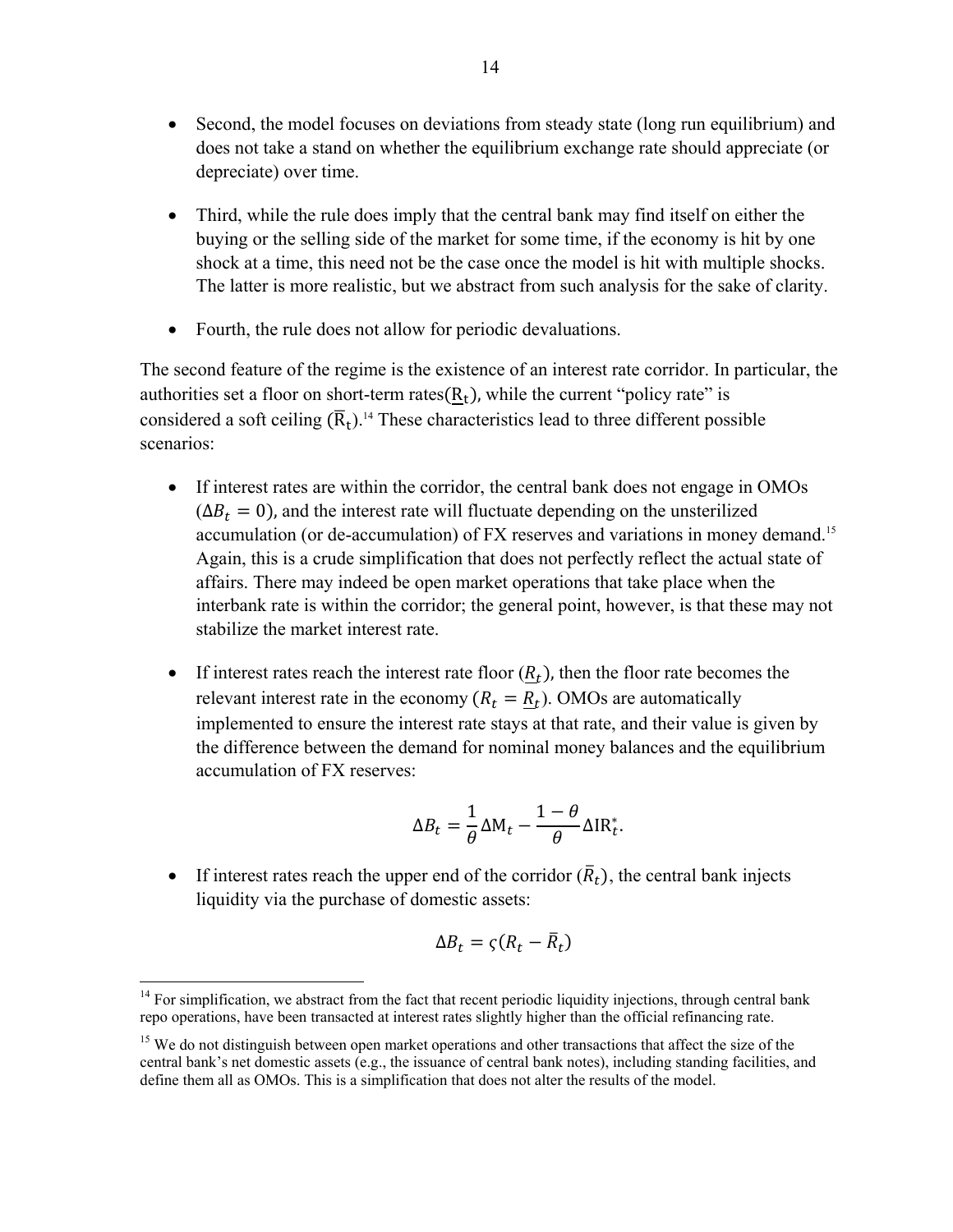- Second, the model focuses on deviations from steady state (long run equilibrium) and does not take a stand on whether the equilibrium exchange rate should appreciate (or depreciate) over time.

- Third, while the rule does imply that the central bank may find itself on either the buying or the selling side of the market for some time, if the economy is hit by one shock at a time, this need not be the case once the model is hit with multiple shocks. The latter is more realistic, but we abstract from such analysis for the sake of clarity.

- Fourth, the rule does not allow for periodic devaluations.

The second feature of the regime is the existence of an interest rate corridor. In particular, the authorities set a floor on short-term rates($\underline{R}_t$), while the current "policy rate" is considered a soft ceiling ($\overline{R}_t$).[14] These characteristics lead to three different possible scenarios:

- If interest rates are within the corridor, the central bank does not engage in OMOs ($\Delta B_t = 0$), and the interest rate will fluctuate depending on the unsterilized accumulation (or de-accumulation) of FX reserves and variations in money demand.[15] Again, this is a crude simplification that does not perfectly reflect the actual state of affairs. There may indeed be open market operations that take place when the interbank rate is within the corridor; the general point, however, is that these may not stabilize the market interest rate.

- If interest rates reach the interest rate floor ($\underline{R}_t$), then the floor rate becomes the relevant interest rate in the economy ($R_t = \underline{R}_t$). OMOs are automatically implemented to ensure the interest rate stays at that rate, and their value is given by the difference between the demand for nominal money balances and the equilibrium accumulation of FX reserves:

$$\Delta B_t = \frac{1}{\theta}\Delta \mathrm{M}_t - \frac{1-\theta}{\theta}\Delta \mathrm{IR}_t^*.$$

- If interest rates reach the upper end of the corridor ($\bar{R}_t$), the central bank injects liquidity via the purchase of domestic assets:

$$\Delta B_t = \varsigma(R_t - \bar{R}_t)$$

[14] For simplification, we abstract from the fact that recent periodic liquidity injections, through central bank repo operations, have been transacted at interest rates slightly higher than the official refinancing rate.

[15] We do not distinguish between open market operations and other transactions that affect the size of the central bank's net domestic assets (e.g., the issuance of central bank notes), including standing facilities, and define them all as OMOs. This is a simplification that does not alter the results of the model.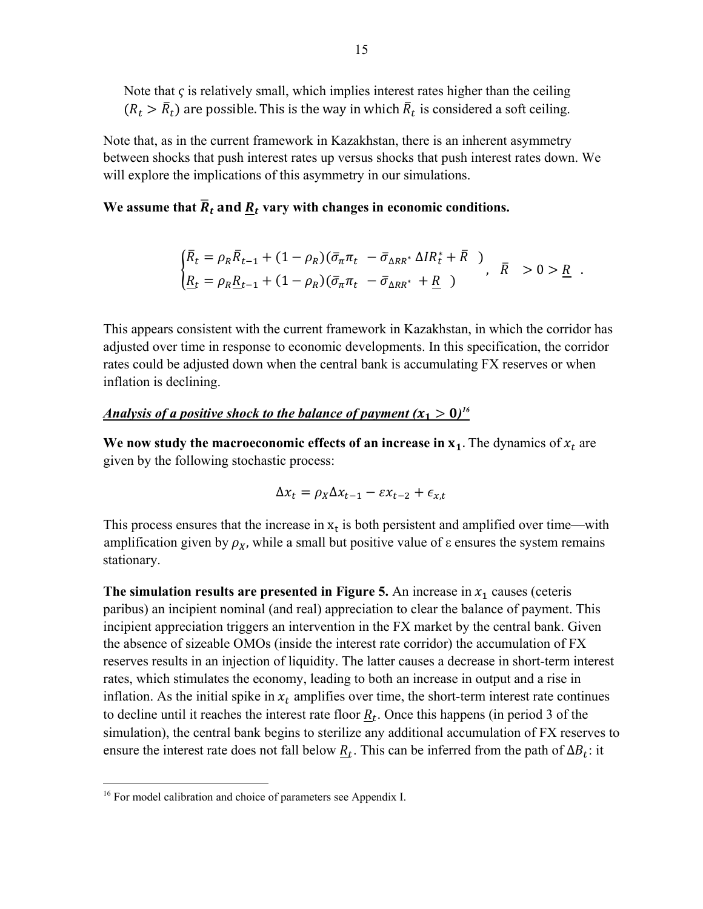Note that $\varsigma$ is relatively small, which implies interest rates higher than the ceiling $(R_t > \bar{R}_t)$ are possible. This is the way in which $\bar{R}_t$ is considered a soft ceiling.

Note that, as in the current framework in Kazakhstan, there is an inherent asymmetry between shocks that push interest rates up versus shocks that push interest rates down. We will explore the implications of this asymmetry in our simulations.

**We assume that $\bar{R}_t$ and $\underline{R}_t$ vary with changes in economic conditions.**

$$\begin{cases} \bar{R}_t = \rho_R \bar{R}_{t-1} + (1-\rho_R)(\bar{\sigma}_\pi \pi_t \ - \bar{\sigma}_{\Delta RR^*} \, \Delta IR_t^* + \bar{R} \ \ ) \\ \underline{R}_t = \rho_R \underline{R}_{t-1} + (1-\rho_R)(\bar{\sigma}_\pi \pi_t \ - \bar{\sigma}_{\Delta RR^*} \ + \underline{R} \ \ ) \end{cases}, \quad \bar{R} \quad > 0 > \underline{R} \ \ .$$

This appears consistent with the current framework in Kazakhstan, in which the corridor has adjusted over time in response to economic developments. In this specification, the corridor rates could be adjusted down when the central bank is accumulating FX reserves or when inflation is declining.

***Analysis of a positive shock to the balance of payment ($x_1 > 0$)*[16]**

**We now study the macroeconomic effects of an increase in $x_1$.** The dynamics of $x_t$ are given by the following stochastic process:

$$\Delta x_t = \rho_X \Delta x_{t-1} - \varepsilon x_{t-2} + \epsilon_{x,t}$$

This process ensures that the increase in $x_t$ is both persistent and amplified over time—with amplification given by $\rho_X$, while a small but positive value of ε ensures the system remains stationary.

**The simulation results are presented in Figure 5.** An increase in $x_1$ causes (ceteris paribus) an incipient nominal (and real) appreciation to clear the balance of payment. This incipient appreciation triggers an intervention in the FX market by the central bank. Given the absence of sizeable OMOs (inside the interest rate corridor) the accumulation of FX reserves results in an injection of liquidity. The latter causes a decrease in short-term interest rates, which stimulates the economy, leading to both an increase in output and a rise in inflation. As the initial spike in $x_t$ amplifies over time, the short-term interest rate continues to decline until it reaches the interest rate floor $\underline{R}_t$. Once this happens (in period 3 of the simulation), the central bank begins to sterilize any additional accumulation of FX reserves to ensure the interest rate does not fall below $\underline{R}_t$. This can be inferred from the path of $\Delta B_t$: it

[16] For model calibration and choice of parameters see Appendix I.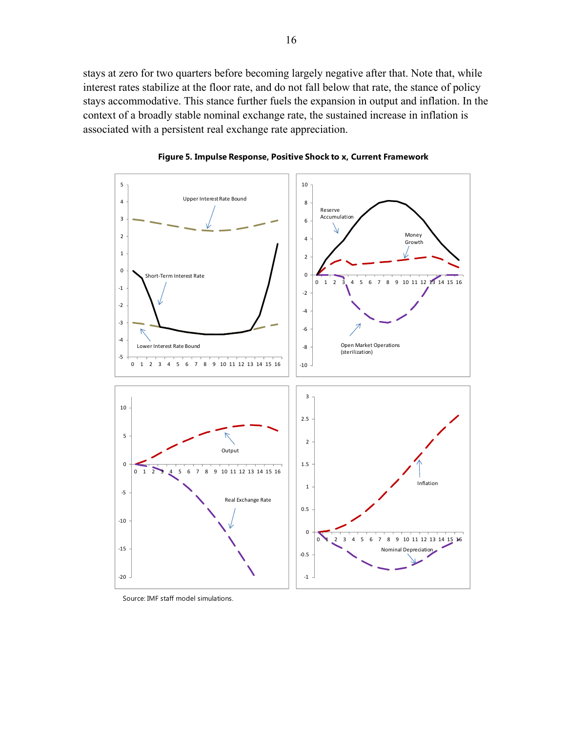stays at zero for two quarters before becoming largely negative after that. Note that, while interest rates stabilize at the floor rate, and do not fall below that rate, the stance of policy stays accommodative. This stance further fuels the expansion in output and inflation. In the context of a broadly stable nominal exchange rate, the sustained increase in inflation is associated with a persistent real exchange rate appreciation.

**Figure 5. Impulse Response, Positive Shock to x, Current Framework**

Source: IMF staff model simulations.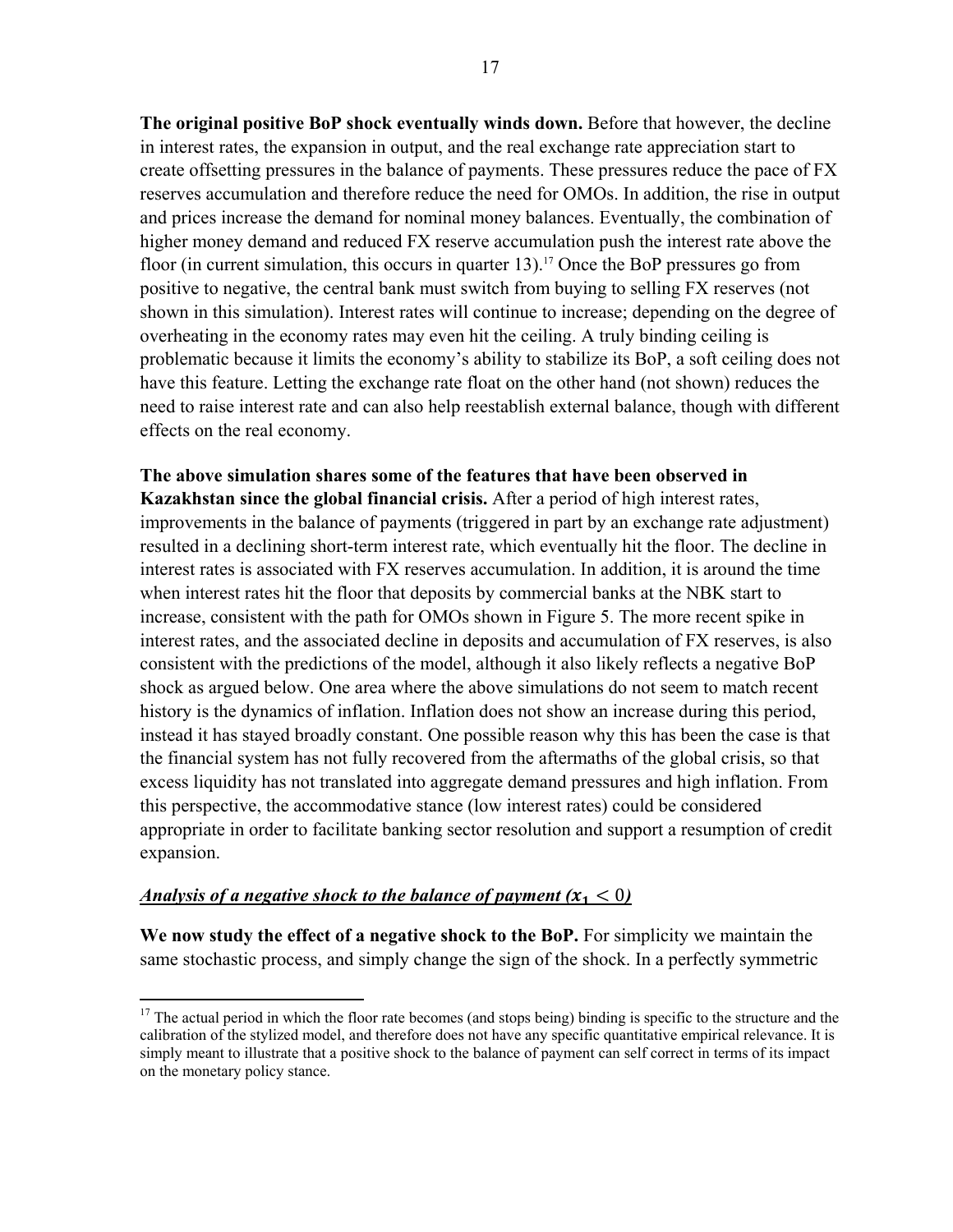**The original positive BoP shock eventually winds down.** Before that however, the decline in interest rates, the expansion in output, and the real exchange rate appreciation start to create offsetting pressures in the balance of payments. These pressures reduce the pace of FX reserves accumulation and therefore reduce the need for OMOs. In addition, the rise in output and prices increase the demand for nominal money balances. Eventually, the combination of higher money demand and reduced FX reserve accumulation push the interest rate above the floor (in current simulation, this occurs in quarter 13).[17] Once the BoP pressures go from positive to negative, the central bank must switch from buying to selling FX reserves (not shown in this simulation). Interest rates will continue to increase; depending on the degree of overheating in the economy rates may even hit the ceiling. A truly binding ceiling is problematic because it limits the economy's ability to stabilize its BoP, a soft ceiling does not have this feature. Letting the exchange rate float on the other hand (not shown) reduces the need to raise interest rate and can also help reestablish external balance, though with different effects on the real economy.

**The above simulation shares some of the features that have been observed in Kazakhstan since the global financial crisis.** After a period of high interest rates, improvements in the balance of payments (triggered in part by an exchange rate adjustment) resulted in a declining short-term interest rate, which eventually hit the floor. The decline in interest rates is associated with FX reserves accumulation. In addition, it is around the time when interest rates hit the floor that deposits by commercial banks at the NBK start to increase, consistent with the path for OMOs shown in Figure 5. The more recent spike in interest rates, and the associated decline in deposits and accumulation of FX reserves, is also consistent with the predictions of the model, although it also likely reflects a negative BoP shock as argued below. One area where the above simulations do not seem to match recent history is the dynamics of inflation. Inflation does not show an increase during this period, instead it has stayed broadly constant. One possible reason why this has been the case is that the financial system has not fully recovered from the aftermaths of the global crisis, so that excess liquidity has not translated into aggregate demand pressures and high inflation. From this perspective, the accommodative stance (low interest rates) could be considered appropriate in order to facilitate banking sector resolution and support a resumption of credit expansion.

***Analysis of a negative shock to the balance of payment ($x_1 < 0$)***

**We now study the effect of a negative shock to the BoP.** For simplicity we maintain the same stochastic process, and simply change the sign of the shock. In a perfectly symmetric

[17] The actual period in which the floor rate becomes (and stops being) binding is specific to the structure and the calibration of the stylized model, and therefore does not have any specific quantitative empirical relevance. It is simply meant to illustrate that a positive shock to the balance of payment can self correct in terms of its impact on the monetary policy stance.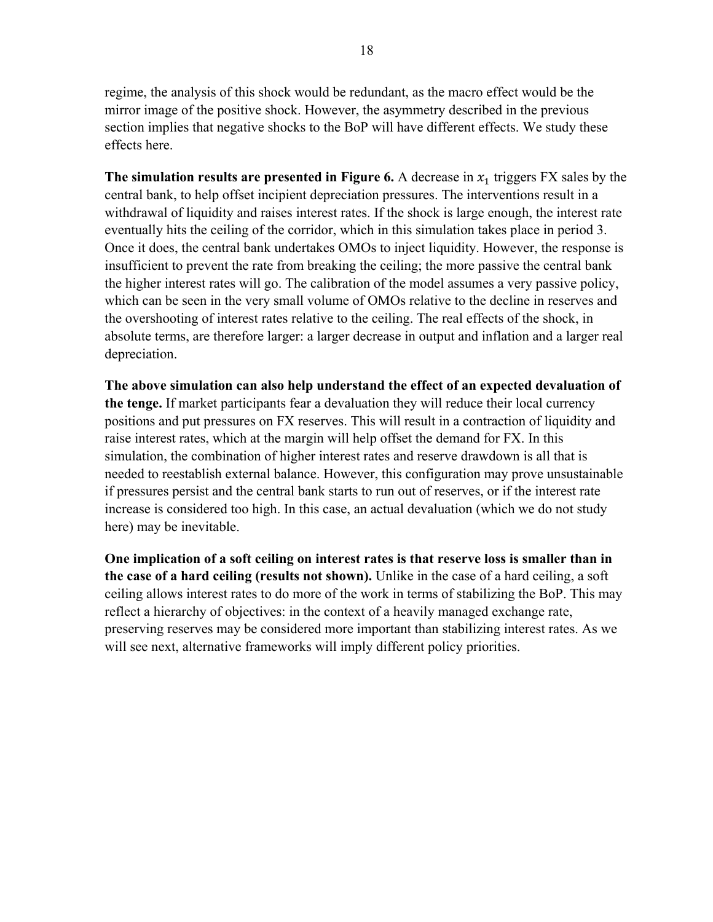regime, the analysis of this shock would be redundant, as the macro effect would be the mirror image of the positive shock. However, the asymmetry described in the previous section implies that negative shocks to the BoP will have different effects. We study these effects here.

**The simulation results are presented in Figure 6.** A decrease in $x_1$ triggers FX sales by the central bank, to help offset incipient depreciation pressures. The interventions result in a withdrawal of liquidity and raises interest rates. If the shock is large enough, the interest rate eventually hits the ceiling of the corridor, which in this simulation takes place in period 3. Once it does, the central bank undertakes OMOs to inject liquidity. However, the response is insufficient to prevent the rate from breaking the ceiling; the more passive the central bank the higher interest rates will go. The calibration of the model assumes a very passive policy, which can be seen in the very small volume of OMOs relative to the decline in reserves and the overshooting of interest rates relative to the ceiling. The real effects of the shock, in absolute terms, are therefore larger: a larger decrease in output and inflation and a larger real depreciation.

**The above simulation can also help understand the effect of an expected devaluation of the tenge.** If market participants fear a devaluation they will reduce their local currency positions and put pressures on FX reserves. This will result in a contraction of liquidity and raise interest rates, which at the margin will help offset the demand for FX. In this simulation, the combination of higher interest rates and reserve drawdown is all that is needed to reestablish external balance. However, this configuration may prove unsustainable if pressures persist and the central bank starts to run out of reserves, or if the interest rate increase is considered too high. In this case, an actual devaluation (which we do not study here) may be inevitable.

**One implication of a soft ceiling on interest rates is that reserve loss is smaller than in the case of a hard ceiling (results not shown).** Unlike in the case of a hard ceiling, a soft ceiling allows interest rates to do more of the work in terms of stabilizing the BoP. This may reflect a hierarchy of objectives: in the context of a heavily managed exchange rate, preserving reserves may be considered more important than stabilizing interest rates. As we will see next, alternative frameworks will imply different policy priorities.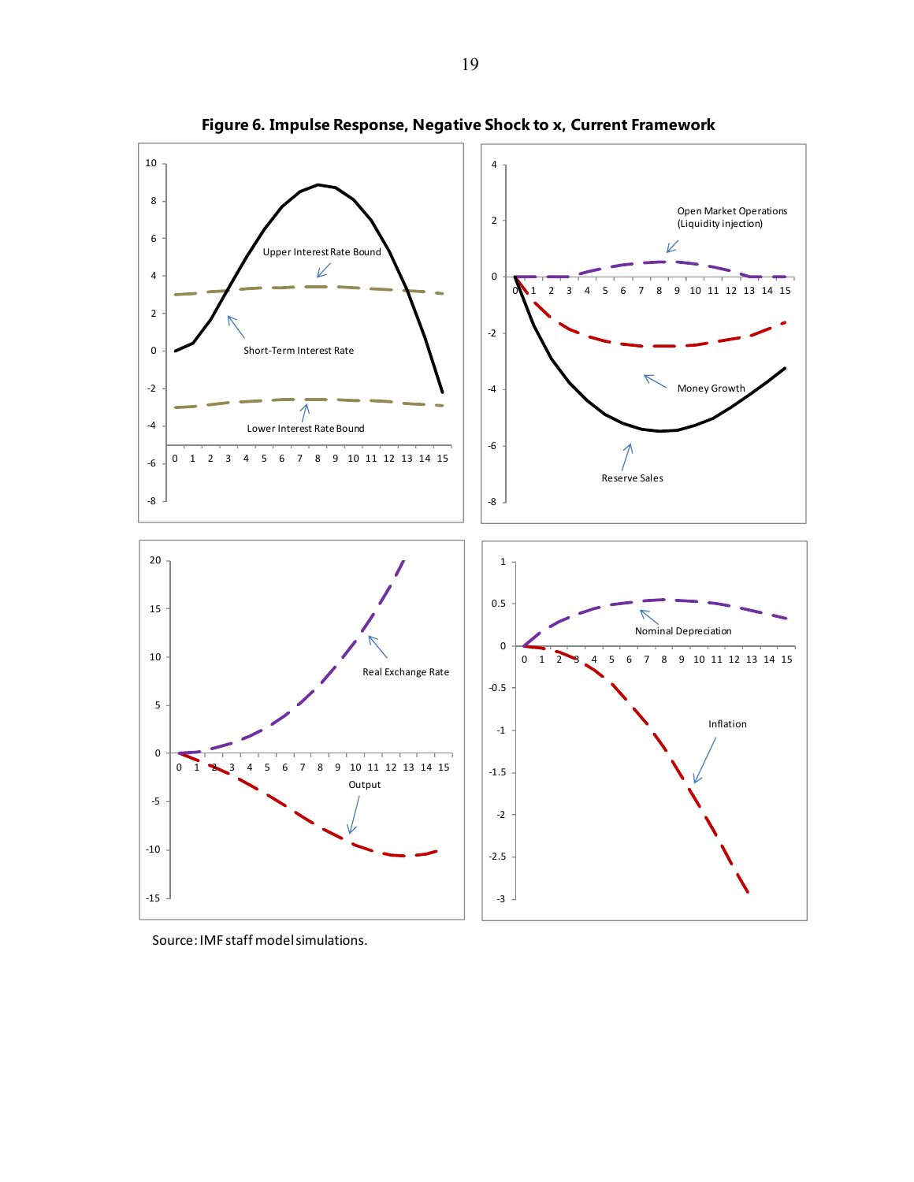**Figure 6. Impulse Response, Negative Shock to x, Current Framework**

Source: IMF staff model simulations.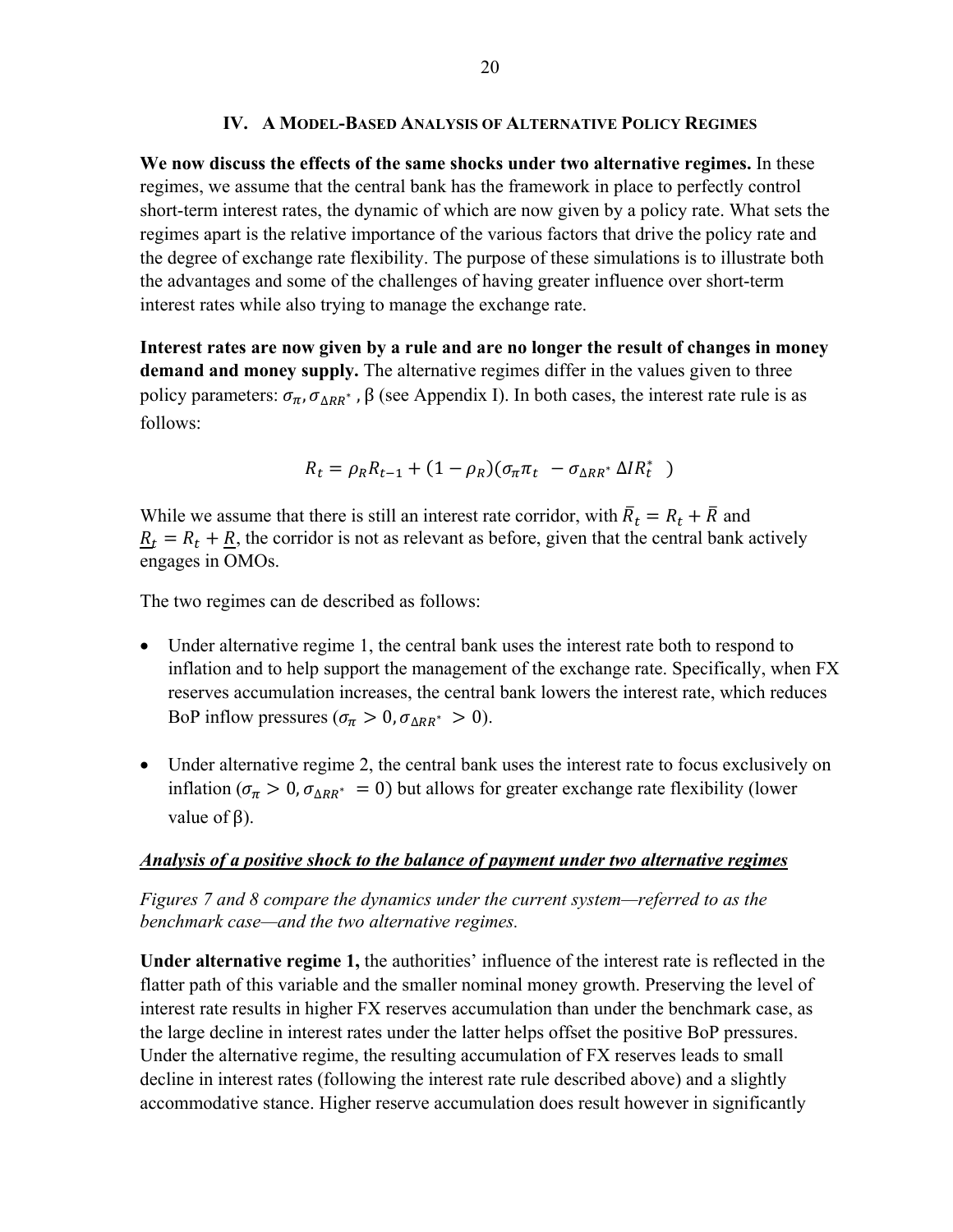## IV. A Model-Based Analysis of Alternative Policy Regimes

**We now discuss the effects of the same shocks under two alternative regimes.** In these regimes, we assume that the central bank has the framework in place to perfectly control short-term interest rates, the dynamic of which are now given by a policy rate. What sets the regimes apart is the relative importance of the various factors that drive the policy rate and the degree of exchange rate flexibility. The purpose of these simulations is to illustrate both the advantages and some of the challenges of having greater influence over short-term interest rates while also trying to manage the exchange rate.

**Interest rates are now given by a rule and are no longer the result of changes in money demand and money supply.** The alternative regimes differ in the values given to three policy parameters: $\sigma_{\pi}, \sigma_{\Delta RR^*}$ , β (see Appendix I). In both cases, the interest rate rule is as follows:

$$R_t = \rho_R R_{t-1} + (1 - \rho_R)(\sigma_{\pi}\pi_t \ - \sigma_{\Delta RR^*} \ \Delta IR_t^* \ )$$

While we assume that there is still an interest rate corridor, with $\bar{R}_t = R_t + \bar{R}$ and $\underline{R_t} = R_t + \underline{R}$, the corridor is not as relevant as before, given that the central bank actively engages in OMOs.

The two regimes can de described as follows:

- Under alternative regime 1, the central bank uses the interest rate both to respond to inflation and to help support the management of the exchange rate. Specifically, when FX reserves accumulation increases, the central bank lowers the interest rate, which reduces BoP inflow pressures ($\sigma_{\pi} > 0, \sigma_{\Delta RR^*} > 0$).

- Under alternative regime 2, the central bank uses the interest rate to focus exclusively on inflation ($\sigma_{\pi} > 0, \sigma_{\Delta RR^*} = 0$) but allows for greater exchange rate flexibility (lower value of β).

***Analysis of a positive shock to the balance of payment under two alternative regimes***

*Figures 7 and 8 compare the dynamics under the current system—referred to as the benchmark case—and the two alternative regimes.*

**Under alternative regime 1,** the authorities' influence of the interest rate is reflected in the flatter path of this variable and the smaller nominal money growth. Preserving the level of interest rate results in higher FX reserves accumulation than under the benchmark case, as the large decline in interest rates under the latter helps offset the positive BoP pressures. Under the alternative regime, the resulting accumulation of FX reserves leads to small decline in interest rates (following the interest rate rule described above) and a slightly accommodative stance. Higher reserve accumulation does result however in significantly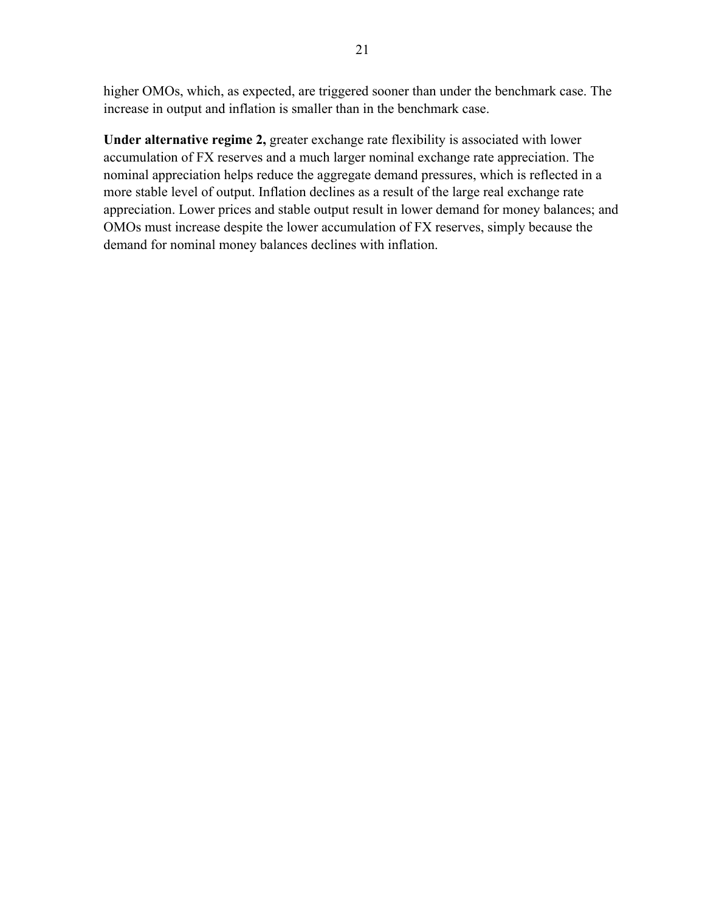higher OMOs, which, as expected, are triggered sooner than under the benchmark case. The increase in output and inflation is smaller than in the benchmark case.

**Under alternative regime 2,** greater exchange rate flexibility is associated with lower accumulation of FX reserves and a much larger nominal exchange rate appreciation. The nominal appreciation helps reduce the aggregate demand pressures, which is reflected in a more stable level of output. Inflation declines as a result of the large real exchange rate appreciation. Lower prices and stable output result in lower demand for money balances; and OMOs must increase despite the lower accumulation of FX reserves, simply because the demand for nominal money balances declines with inflation.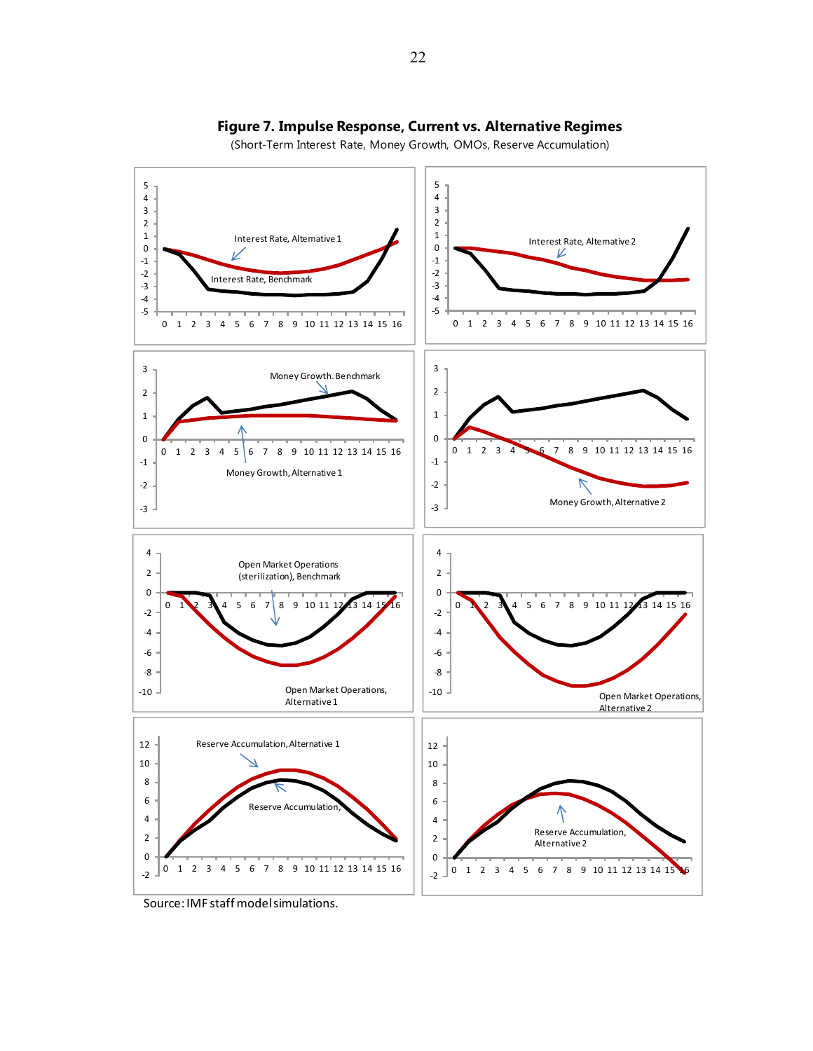**Figure 7. Impulse Response, Current vs. Alternative Regimes**

(Short-Term Interest Rate, Money Growth, OMOs, Reserve Accumulation)

Source: IMF staff model simulations.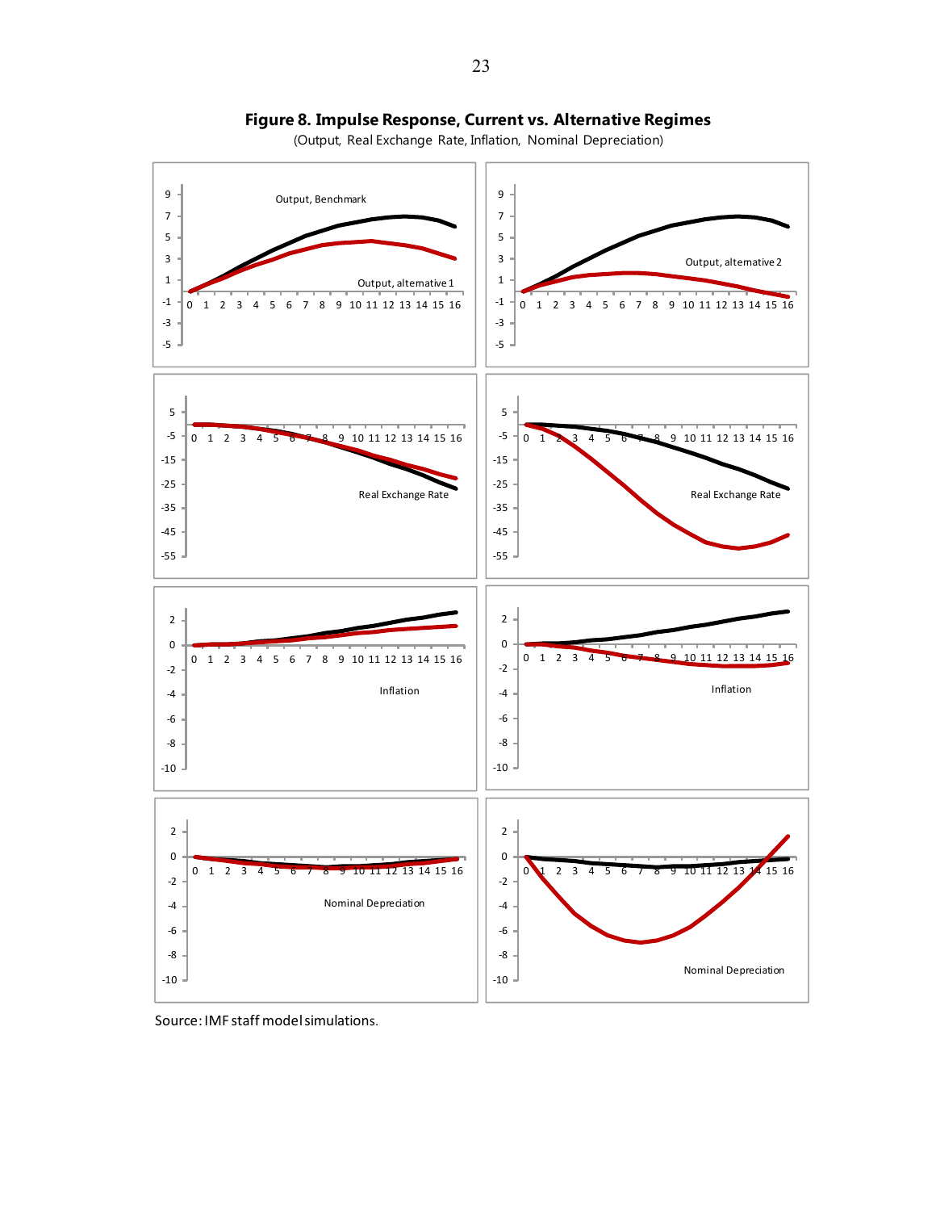**Figure 8. Impulse Response, Current vs. Alternative Regimes**

(Output, Real Exchange Rate, Inflation, Nominal Depreciation)

Source: IMF staff model simulations.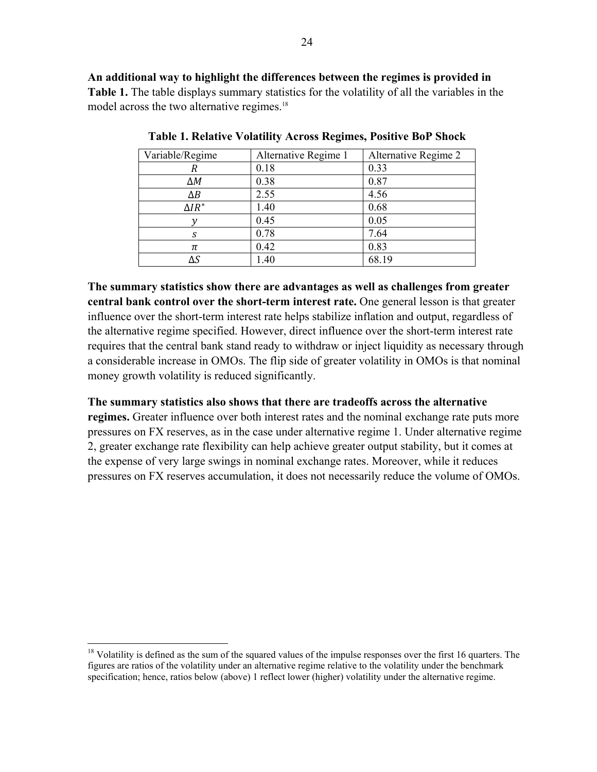**An additional way to highlight the differences between the regimes is provided in Table 1.** The table displays summary statistics for the volatility of all the variables in the model across the two alternative regimes.[18]

**Table 1. Relative Volatility Across Regimes, Positive BoP Shock**

| Variable/Regime | Alternative Regime 1 | Alternative Regime 2 |
|---|---|---|
| $R$ | 0.18 | 0.33 |
| $\Delta M$ | 0.38 | 0.87 |
| $\Delta B$ | 2.55 | 4.56 |
| $\Delta IR^*$ | 1.40 | 0.68 |
| $y$ | 0.45 | 0.05 |
| $s$ | 0.78 | 7.64 |
| $\pi$ | 0.42 | 0.83 |
| $\Delta S$ | 1.40 | 68.19 |

**The summary statistics show there are advantages as well as challenges from greater central bank control over the short-term interest rate.** One general lesson is that greater influence over the short-term interest rate helps stabilize inflation and output, regardless of the alternative regime specified. However, direct influence over the short-term interest rate requires that the central bank stand ready to withdraw or inject liquidity as necessary through a considerable increase in OMOs. The flip side of greater volatility in OMOs is that nominal money growth volatility is reduced significantly.

**The summary statistics also shows that there are tradeoffs across the alternative regimes.** Greater influence over both interest rates and the nominal exchange rate puts more pressures on FX reserves, as in the case under alternative regime 1. Under alternative regime 2, greater exchange rate flexibility can help achieve greater output stability, but it comes at the expense of very large swings in nominal exchange rates. Moreover, while it reduces pressures on FX reserves accumulation, it does not necessarily reduce the volume of OMOs.

[18] Volatility is defined as the sum of the squared values of the impulse responses over the first 16 quarters. The figures are ratios of the volatility under an alternative regime relative to the volatility under the benchmark specification; hence, ratios below (above) 1 reflect lower (higher) volatility under the alternative regime.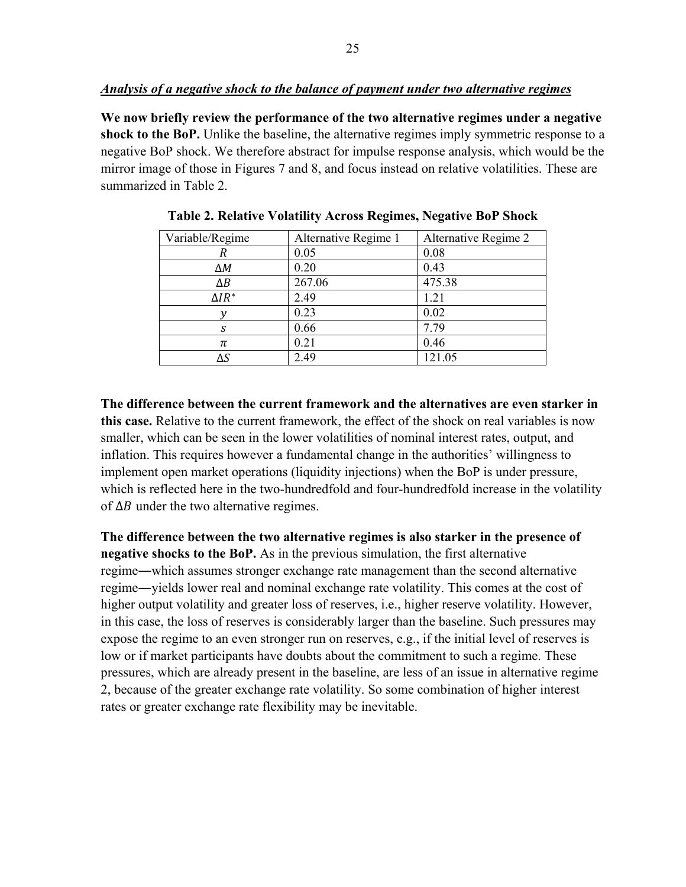*Analysis of a negative shock to the balance of payment under two alternative regimes*

**We now briefly review the performance of the two alternative regimes under a negative shock to the BoP.** Unlike the baseline, the alternative regimes imply symmetric response to a negative BoP shock. We therefore abstract for impulse response analysis, which would be the mirror image of those in Figures 7 and 8, and focus instead on relative volatilities. These are summarized in Table 2.

**Table 2. Relative Volatility Across Regimes, Negative BoP Shock**

| Variable/Regime | Alternative Regime 1 | Alternative Regime 2 |
|---|---|---|
| $R$ | 0.05 | 0.08 |
| $\Delta M$ | 0.20 | 0.43 |
| $\Delta B$ | 267.06 | 475.38 |
| $\Delta IR^{*}$ | 2.49 | 1.21 |
| $y$ | 0.23 | 0.02 |
| $s$ | 0.66 | 7.79 |
| $\pi$ | 0.21 | 0.46 |
| $\Delta S$ | 2.49 | 121.05 |

**The difference between the current framework and the alternatives are even starker in this case.** Relative to the current framework, the effect of the shock on real variables is now smaller, which can be seen in the lower volatilities of nominal interest rates, output, and inflation. This requires however a fundamental change in the authorities' willingness to implement open market operations (liquidity injections) when the BoP is under pressure, which is reflected here in the two-hundredfold and four-hundredfold increase in the volatility of $\Delta B$ under the two alternative regimes.

**The difference between the two alternative regimes is also starker in the presence of negative shocks to the BoP.** As in the previous simulation, the first alternative regime―which assumes stronger exchange rate management than the second alternative regime―yields lower real and nominal exchange rate volatility. This comes at the cost of higher output volatility and greater loss of reserves, i.e., higher reserve volatility. However, in this case, the loss of reserves is considerably larger than the baseline. Such pressures may expose the regime to an even stronger run on reserves, e.g., if the initial level of reserves is low or if market participants have doubts about the commitment to such a regime. These pressures, which are already present in the baseline, are less of an issue in alternative regime 2, because of the greater exchange rate volatility. So some combination of higher interest rates or greater exchange rate flexibility may be inevitable.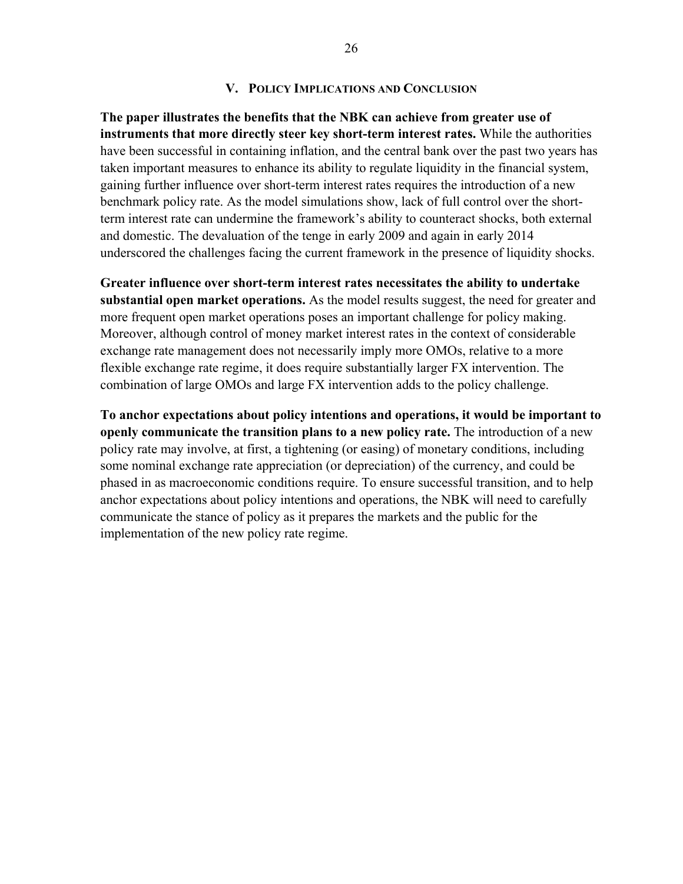## V. Policy Implications and Conclusion

**The paper illustrates the benefits that the NBK can achieve from greater use of instruments that more directly steer key short-term interest rates.** While the authorities have been successful in containing inflation, and the central bank over the past two years has taken important measures to enhance its ability to regulate liquidity in the financial system, gaining further influence over short-term interest rates requires the introduction of a new benchmark policy rate. As the model simulations show, lack of full control over the short-term interest rate can undermine the framework's ability to counteract shocks, both external and domestic. The devaluation of the tenge in early 2009 and again in early 2014 underscored the challenges facing the current framework in the presence of liquidity shocks.

**Greater influence over short-term interest rates necessitates the ability to undertake substantial open market operations.** As the model results suggest, the need for greater and more frequent open market operations poses an important challenge for policy making. Moreover, although control of money market interest rates in the context of considerable exchange rate management does not necessarily imply more OMOs, relative to a more flexible exchange rate regime, it does require substantially larger FX intervention. The combination of large OMOs and large FX intervention adds to the policy challenge.

**To anchor expectations about policy intentions and operations, it would be important to openly communicate the transition plans to a new policy rate.** The introduction of a new policy rate may involve, at first, a tightening (or easing) of monetary conditions, including some nominal exchange rate appreciation (or depreciation) of the currency, and could be phased in as macroeconomic conditions require. To ensure successful transition, and to help anchor expectations about policy intentions and operations, the NBK will need to carefully communicate the stance of policy as it prepares the markets and the public for the implementation of the new policy rate regime.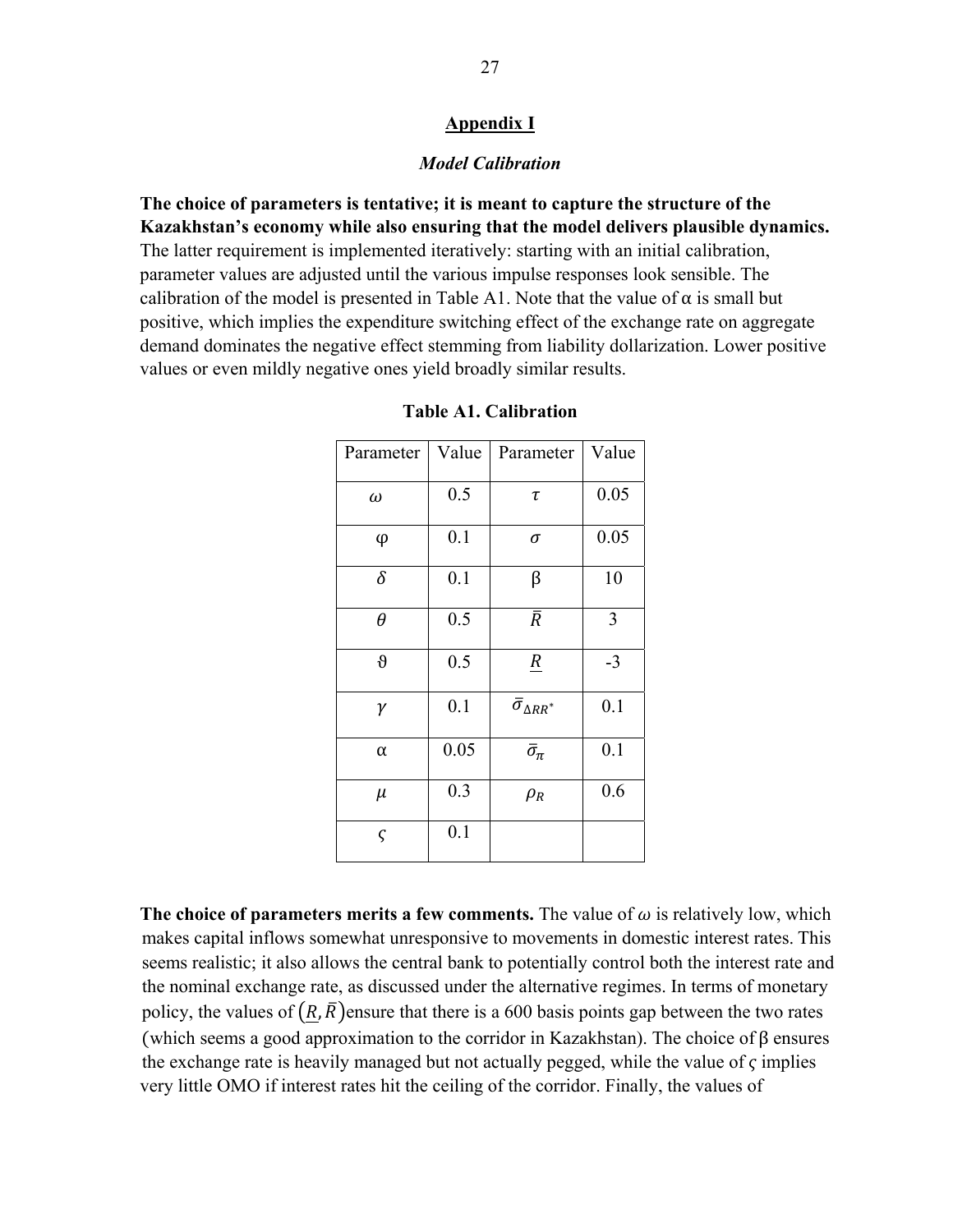## Appendix I

### *Model Calibration*

**The choice of parameters is tentative; it is meant to capture the structure of the Kazakhstan's economy while also ensuring that the model delivers plausible dynamics.** The latter requirement is implemented iteratively: starting with an initial calibration, parameter values are adjusted until the various impulse responses look sensible. The calibration of the model is presented in Table A1. Note that the value of $\alpha$ is small but positive, which implies the expenditure switching effect of the exchange rate on aggregate demand dominates the negative effect stemming from liability dollarization. Lower positive values or even mildly negative ones yield broadly similar results.

**Table A1. Calibration**

| Parameter | Value | Parameter | Value |
|---|---|---|---|
| $\omega$ | 0.5 | $\tau$ | 0.05 |
| $\varphi$ | 0.1 | $\sigma$ | 0.05 |
| $\delta$ | 0.1 | $\beta$ | 10 |
| $\theta$ | 0.5 | $\bar{R}$ | 3 |
| $\vartheta$ | 0.5 | $\underline{R}$ | -3 |
| $\gamma$ | 0.1 | $\bar{\sigma}_{\Delta RR^*}$ | 0.1 |
| $\alpha$ | 0.05 | $\bar{\sigma}_{\pi}$ | 0.1 |
| $\mu$ | 0.3 | $\rho_R$ | 0.6 |
| $\varsigma$ | 0.1 | | |

**The choice of parameters merits a few comments.** The value of $\omega$ is relatively low, which makes capital inflows somewhat unresponsive to movements in domestic interest rates. This seems realistic; it also allows the central bank to potentially control both the interest rate and the nominal exchange rate, as discussed under the alternative regimes. In terms of monetary policy, the values of $(\underline{R}, \bar{R})$ ensure that there is a 600 basis points gap between the two rates (which seems a good approximation to the corridor in Kazakhstan). The choice of $\beta$ ensures the exchange rate is heavily managed but not actually pegged, while the value of $\varsigma$ implies very little OMO if interest rates hit the ceiling of the corridor. Finally, the values of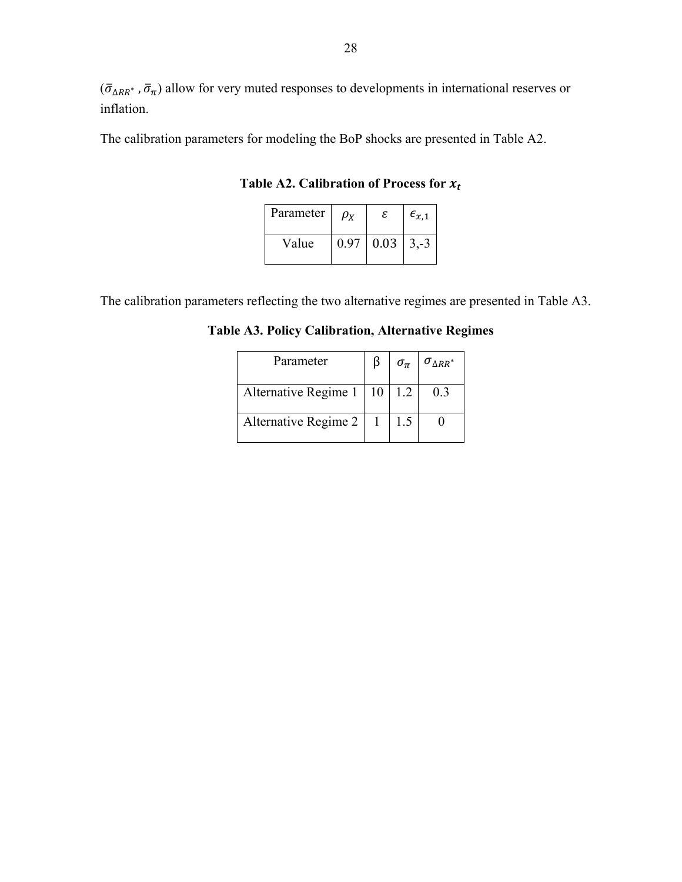($\bar{\sigma}_{\Delta RR^*}$ , $\bar{\sigma}_{\pi}$) allow for very muted responses to developments in international reserves or inflation.

The calibration parameters for modeling the BoP shocks are presented in Table A2.

**Table A2. Calibration of Process for $x_t$**

| Parameter | $\rho_X$ | $\varepsilon$ | $\epsilon_{x,1}$ |
|---|---|---|---|
| Value | 0.97 | 0.03 | 3,-3 |

The calibration parameters reflecting the two alternative regimes are presented in Table A3.

**Table A3. Policy Calibration, Alternative Regimes**

| Parameter | β | $\sigma_{\pi}$ | $\sigma_{\Delta RR^*}$ |
|---|---|---|---|
| Alternative Regime 1 | 10 | 1.2 | 0.3 |
| Alternative Regime 2 | 1 | 1.5 | 0 |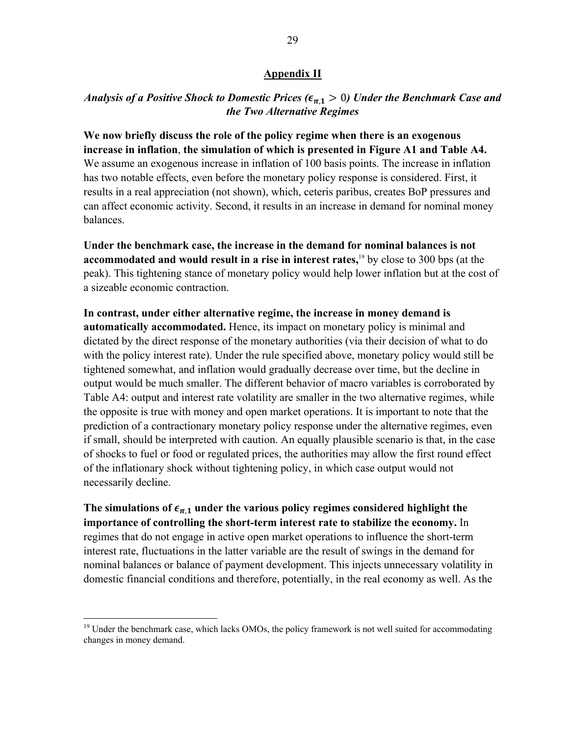## Appendix II

### *Analysis of a Positive Shock to Domestic Prices ($\epsilon_{\pi,1} > 0$) Under the Benchmark Case and the Two Alternative Regimes*

**We now briefly discuss the role of the policy regime when there is an exogenous increase in inflation**, **the simulation of which is presented in Figure A1 and Table A4.** We assume an exogenous increase in inflation of 100 basis points. The increase in inflation has two notable effects, even before the monetary policy response is considered. First, it results in a real appreciation (not shown), which, ceteris paribus, creates BoP pressures and can affect economic activity. Second, it results in an increase in demand for nominal money balances.

**Under the benchmark case, the increase in the demand for nominal balances is not accommodated and would result in a rise in interest rates,**[19] by close to 300 bps (at the peak). This tightening stance of monetary policy would help lower inflation but at the cost of a sizeable economic contraction.

**In contrast, under either alternative regime, the increase in money demand is automatically accommodated.** Hence, its impact on monetary policy is minimal and dictated by the direct response of the monetary authorities (via their decision of what to do with the policy interest rate). Under the rule specified above, monetary policy would still be tightened somewhat, and inflation would gradually decrease over time, but the decline in output would be much smaller. The different behavior of macro variables is corroborated by Table A4: output and interest rate volatility are smaller in the two alternative regimes, while the opposite is true with money and open market operations. It is important to note that the prediction of a contractionary monetary policy response under the alternative regimes, even if small, should be interpreted with caution. An equally plausible scenario is that, in the case of shocks to fuel or food or regulated prices, the authorities may allow the first round effect of the inflationary shock without tightening policy, in which case output would not necessarily decline.

**The simulations of $\epsilon_{\pi,1}$ under the various policy regimes considered highlight the importance of controlling the short-term interest rate to stabilize the economy.** In regimes that do not engage in active open market operations to influence the short-term interest rate, fluctuations in the latter variable are the result of swings in the demand for nominal balances or balance of payment development. This injects unnecessary volatility in domestic financial conditions and therefore, potentially, in the real economy as well. As the

[19] Under the benchmark case, which lacks OMOs, the policy framework is not well suited for accommodating changes in money demand.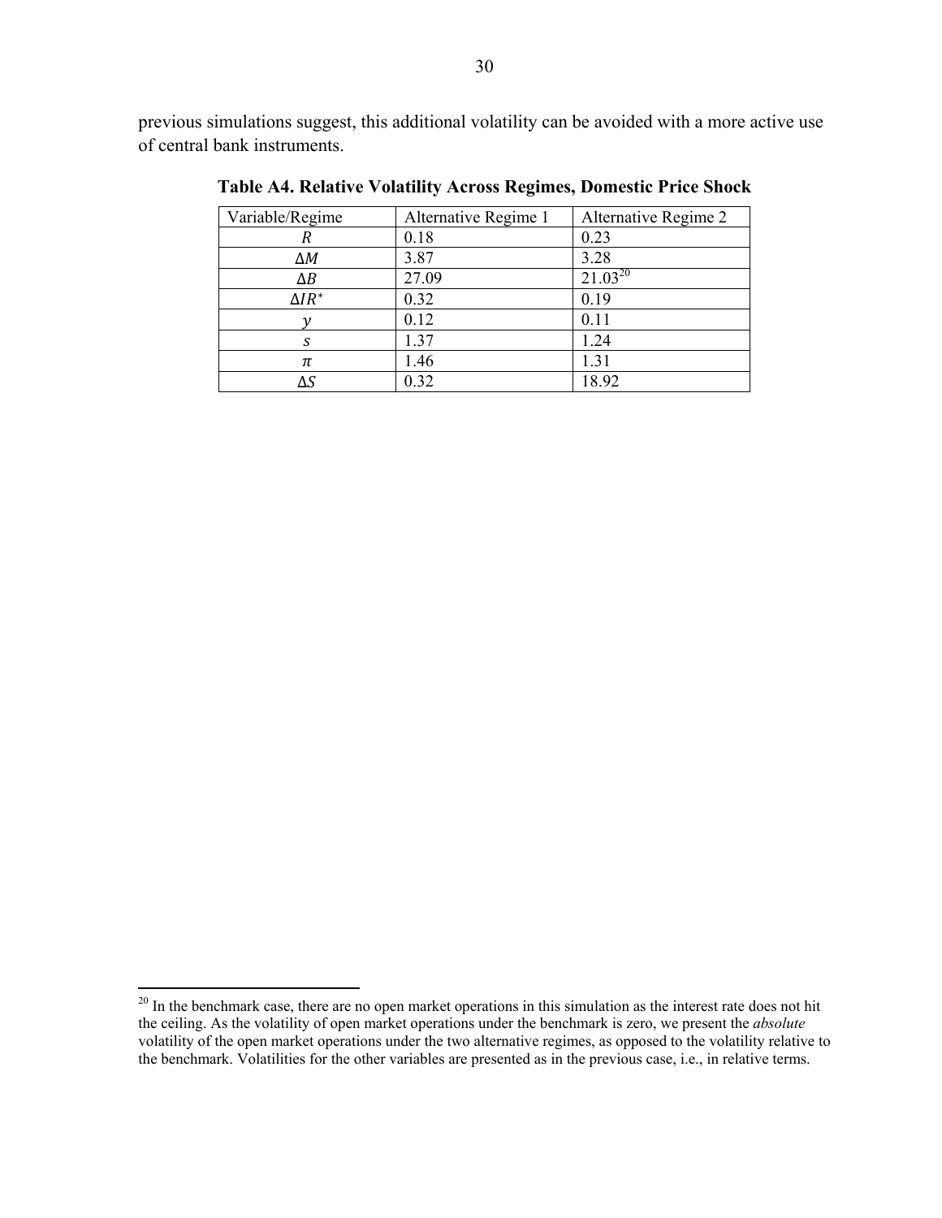previous simulations suggest, this additional volatility can be avoided with a more active use of central bank instruments.

**Table A4. Relative Volatility Across Regimes, Domestic Price Shock**

| Variable/Regime | Alternative Regime 1 | Alternative Regime 2 |
|---|---|---|
| $R$ | 0.18 | 0.23 |
| $\Delta M$ | 3.87 | 3.28 |
| $\Delta B$ | 27.09 | 21.03[20] |
| $\Delta IR^*$ | 0.32 | 0.19 |
| $y$ | 0.12 | 0.11 |
| $s$ | 1.37 | 1.24 |
| $\pi$ | 1.46 | 1.31 |
| $\Delta S$ | 0.32 | 18.92 |

[20] In the benchmark case, there are no open market operations in this simulation as the interest rate does not hit the ceiling. As the volatility of open market operations under the benchmark is zero, we present the *absolute* volatility of the open market operations under the two alternative regimes, as opposed to the volatility relative to the benchmark. Volatilities for the other variables are presented as in the previous case, i.e., in relative terms.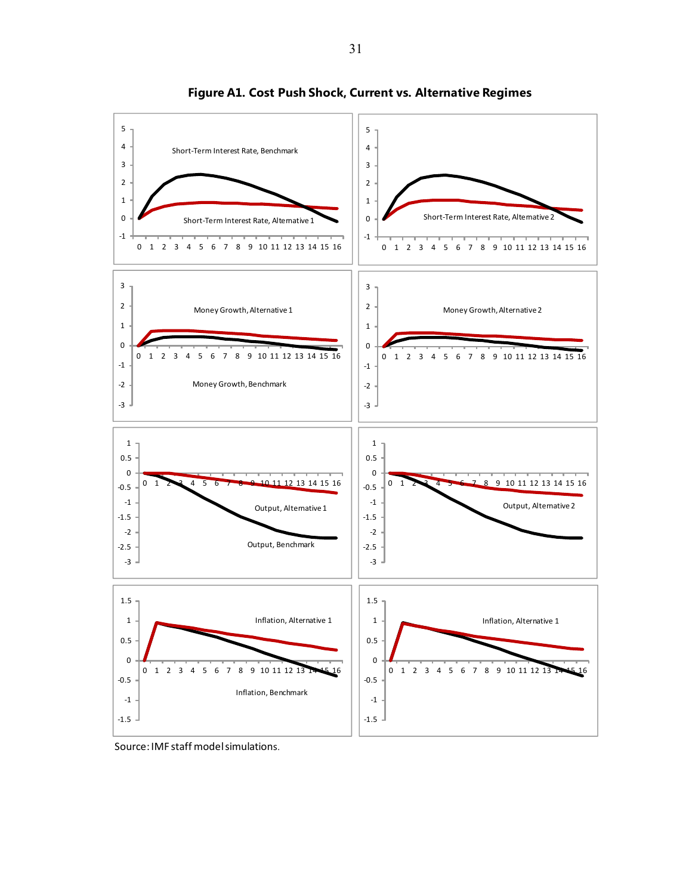**Figure A1. Cost Push Shock, Current vs. Alternative Regimes**

Source: IMF staff model simulations.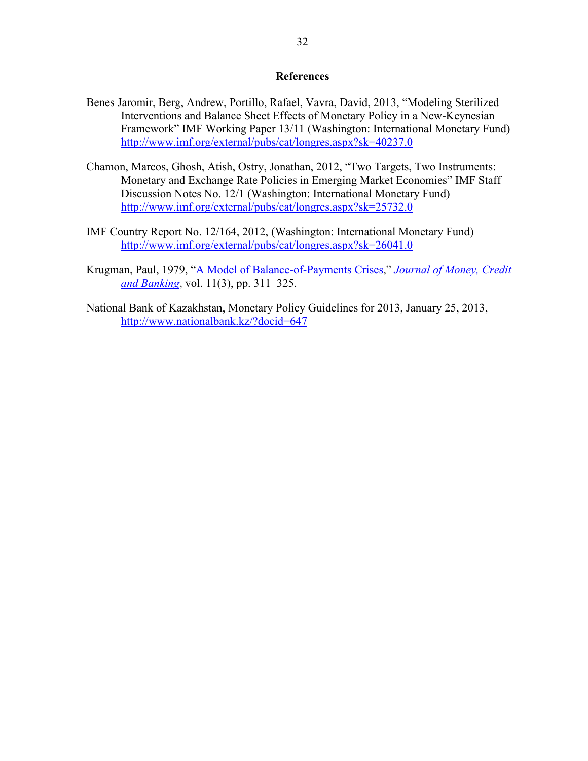## References

Benes Jaromir, Berg, Andrew, Portillo, Rafael, Vavra, David, 2013, "Modeling Sterilized Interventions and Balance Sheet Effects of Monetary Policy in a New-Keynesian Framework" IMF Working Paper 13/11 (Washington: International Monetary Fund) http://www.imf.org/external/pubs/cat/longres.aspx?sk=40237.0

Chamon, Marcos, Ghosh, Atish, Ostry, Jonathan, 2012, "Two Targets, Two Instruments: Monetary and Exchange Rate Policies in Emerging Market Economies" IMF Staff Discussion Notes No. 12/1 (Washington: International Monetary Fund) http://www.imf.org/external/pubs/cat/longres.aspx?sk=25732.0

IMF Country Report No. 12/164, 2012, (Washington: International Monetary Fund) http://www.imf.org/external/pubs/cat/longres.aspx?sk=26041.0

Krugman, Paul, 1979, "A Model of Balance-of-Payments Crises," *Journal of Money, Credit and Banking*, vol. 11(3), pp. 311–325.

National Bank of Kazakhstan, Monetary Policy Guidelines for 2013, January 25, 2013, http://www.nationalbank.kz/?docid=647